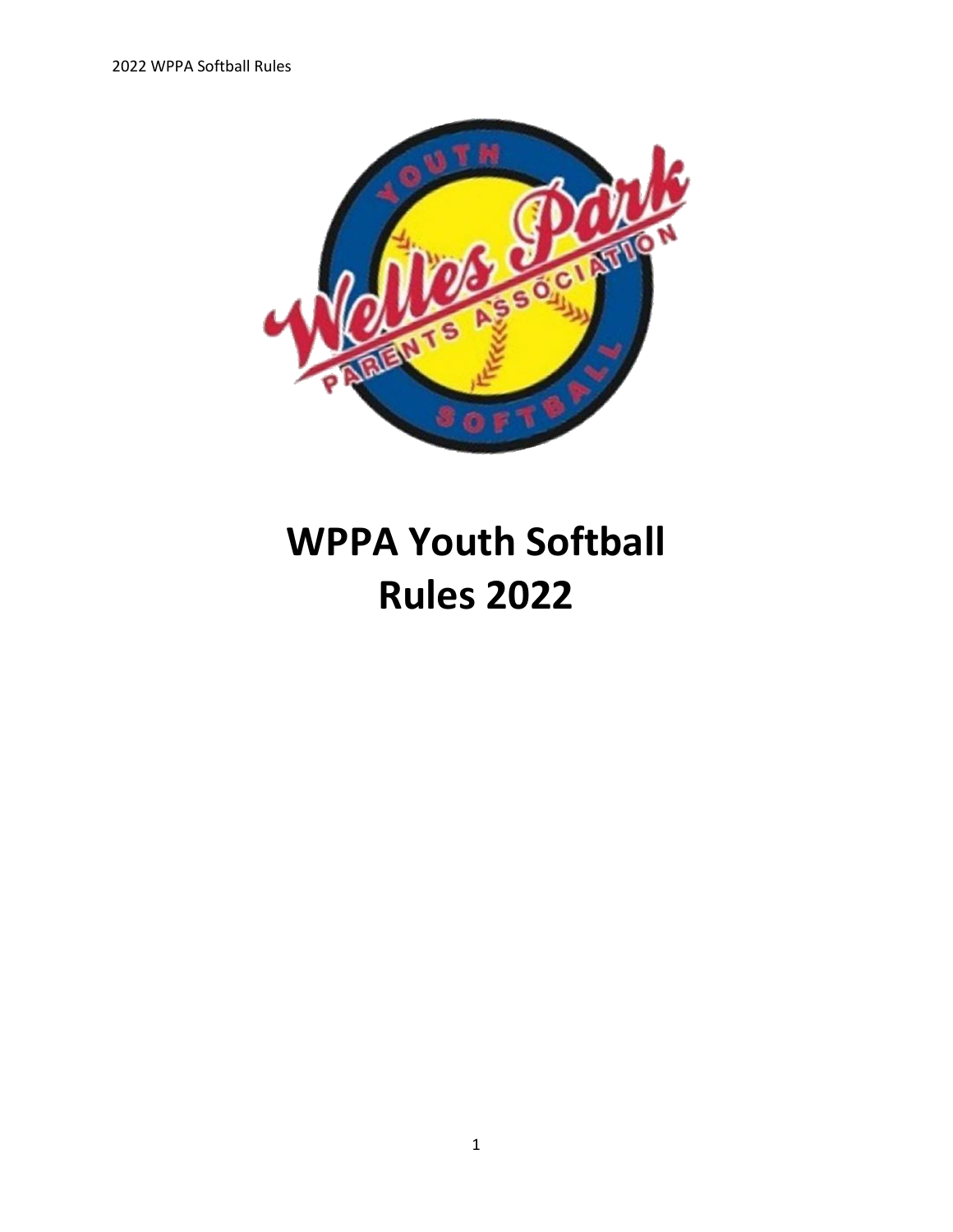# WPPA Youth Softball Rules 2022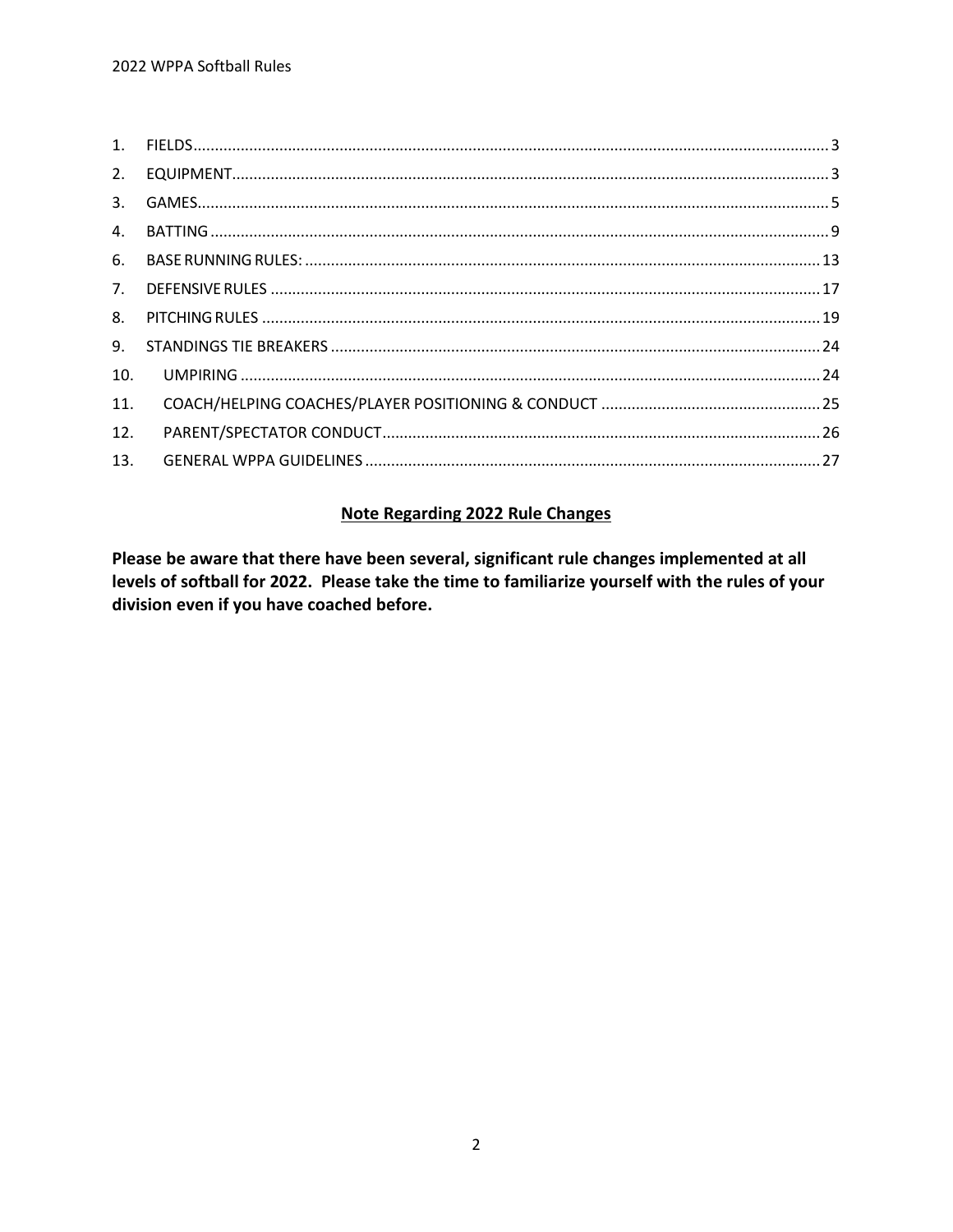1. FIELDS ........................................................................................................................................ 3
2. EQUIPMENT .................................................................................................................................. 3
3. GAMES ........................................................................................................................................... 5
4. BATTING ........................................................................................................................................ 9
6. BASE RUNNING RULES: ............................................................................................................... 13
7. DEFENSIVE RULES ....................................................................................................................... 17
8. PITCHING RULES ......................................................................................................................... 19
9. STANDINGS TIE BREAKERS ......................................................................................................... 24
10. UMPIRING .................................................................................................................................... 24
11. COACH/HELPING COACHES/PLAYER POSITIONING & CONDUCT ................................................. 25
12. PARENT/SPECTATOR CONDUCT .................................................................................................. 26
13. GENERAL WPPA GUIDELINES ....................................................................................................... 27

## Note Regarding 2022 Rule Changes

**Please be aware that there have been several, significant rule changes implemented at all levels of softball for 2022. Please take the time to familiarize yourself with the rules of your division even if you have coached before.**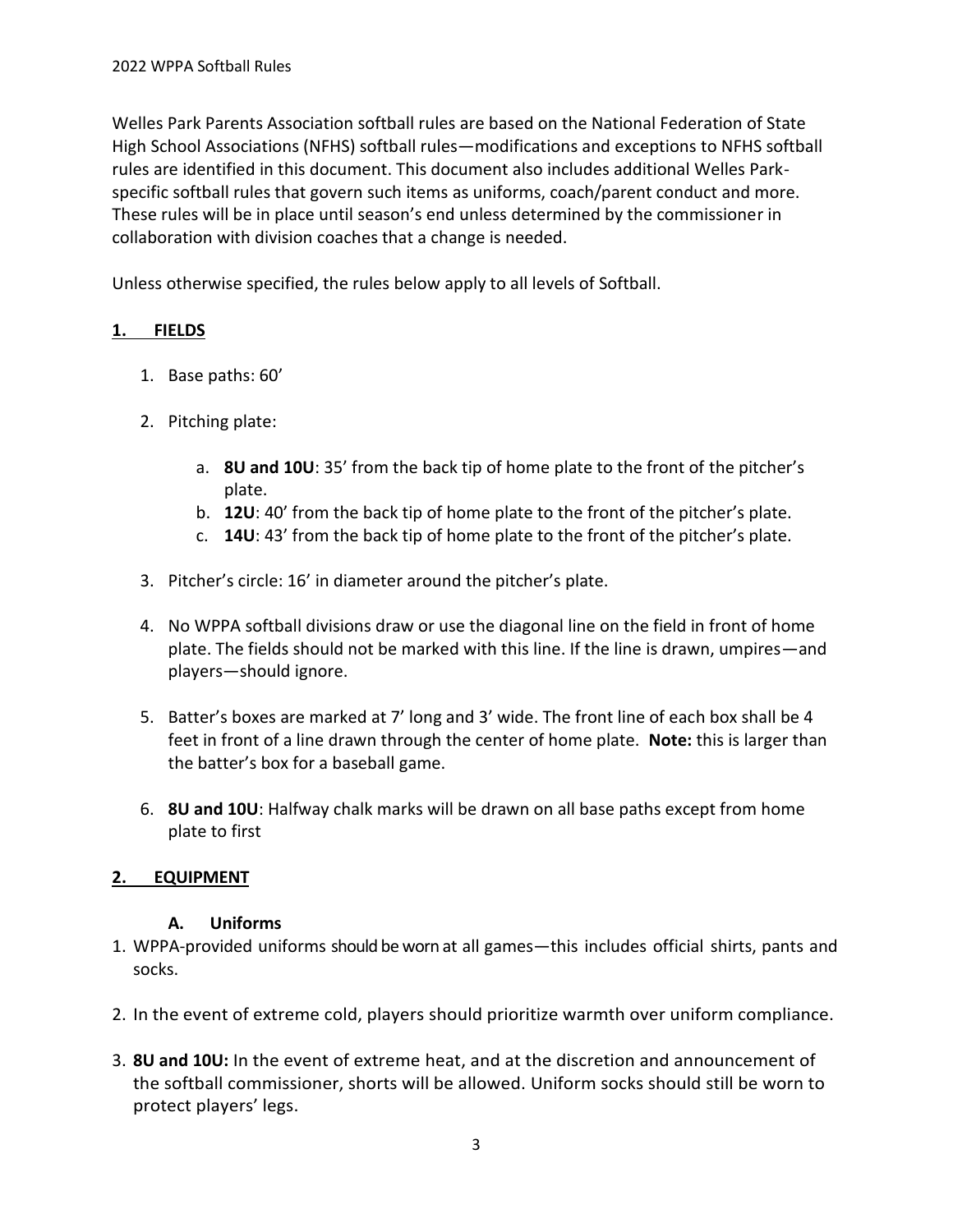Welles Park Parents Association softball rules are based on the National Federation of State High School Associations (NFHS) softball rules—modifications and exceptions to NFHS softball rules are identified in this document. This document also includes additional Welles Park-specific softball rules that govern such items as uniforms, coach/parent conduct and more. These rules will be in place until season's end unless determined by the commissioner in collaboration with division coaches that a change is needed.

Unless otherwise specified, the rules below apply to all levels of Softball.

## 1. FIELDS

1. Base paths: 60'

2. Pitching plate:

   a. **8U and 10U**: 35' from the back tip of home plate to the front of the pitcher's plate.
   b. **12U**: 40' from the back tip of home plate to the front of the pitcher's plate.
   c. **14U**: 43' from the back tip of home plate to the front of the pitcher's plate.

3. Pitcher's circle: 16' in diameter around the pitcher's plate.

4. No WPPA softball divisions draw or use the diagonal line on the field in front of home plate. The fields should not be marked with this line. If the line is drawn, umpires—and players—should ignore.

5. Batter's boxes are marked at 7' long and 3' wide. The front line of each box shall be 4 feet in front of a line drawn through the center of home plate. **Note:** this is larger than the batter's box for a baseball game.

6. **8U and 10U**: Halfway chalk marks will be drawn on all base paths except from home plate to first

## 2. EQUIPMENT

### A. Uniforms

1. WPPA-provided uniforms should be worn at all games—this includes official shirts, pants and socks.

2. In the event of extreme cold, players should prioritize warmth over uniform compliance.

3. **8U and 10U:** In the event of extreme heat, and at the discretion and announcement of the softball commissioner, shorts will be allowed. Uniform socks should still be worn to protect players' legs.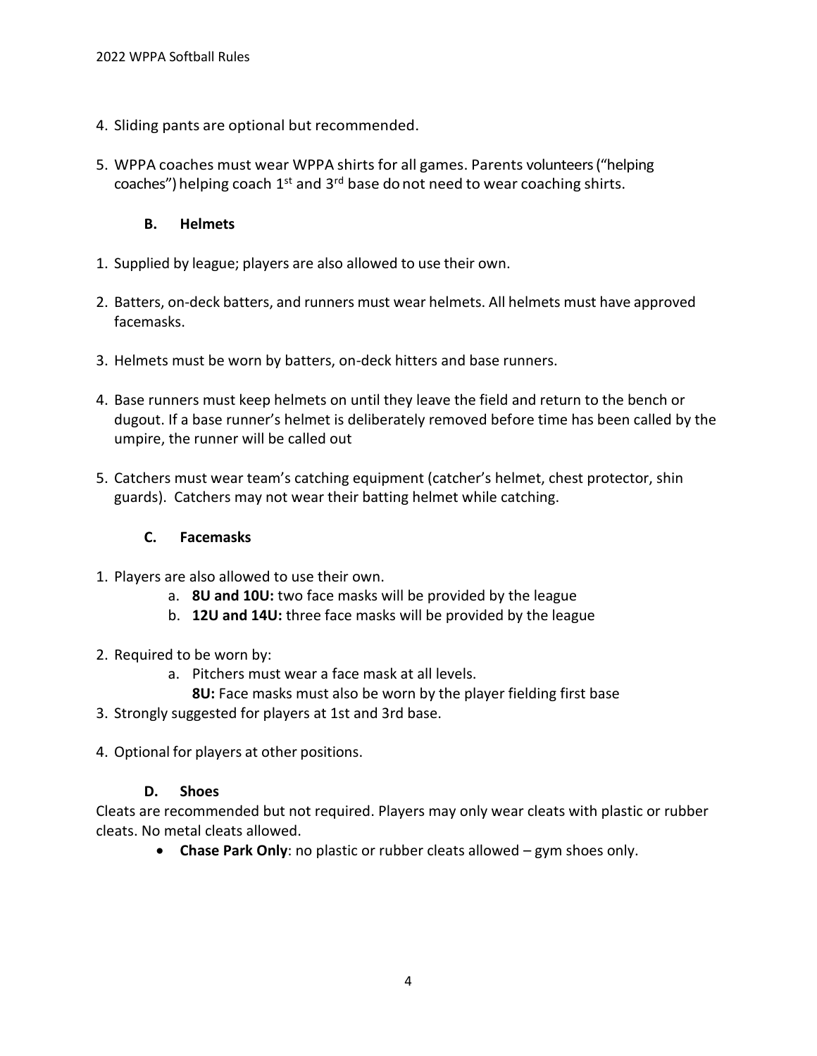4. Sliding pants are optional but recommended.

5. WPPA coaches must wear WPPA shirts for all games. Parents volunteers ("helping coaches") helping coach 1st and 3rd base do not need to wear coaching shirts.

### B. Helmets

1. Supplied by league; players are also allowed to use their own.

2. Batters, on-deck batters, and runners must wear helmets. All helmets must have approved facemasks.

3. Helmets must be worn by batters, on-deck hitters and base runners.

4. Base runners must keep helmets on until they leave the field and return to the bench or dugout. If a base runner's helmet is deliberately removed before time has been called by the umpire, the runner will be called out

5. Catchers must wear team's catching equipment (catcher's helmet, chest protector, shin guards). Catchers may not wear their batting helmet while catching.

### C. Facemasks

1. Players are also allowed to use their own.
   a. **8U and 10U:** two face masks will be provided by the league
   b. **12U and 14U:** three face masks will be provided by the league

2. Required to be worn by:
   a. Pitchers must wear a face mask at all levels.
      **8U:** Face masks must also be worn by the player fielding first base

3. Strongly suggested for players at 1st and 3rd base.

4. Optional for players at other positions.

### D. Shoes

Cleats are recommended but not required. Players may only wear cleats with plastic or rubber cleats. No metal cleats allowed.

- **Chase Park Only**: no plastic or rubber cleats allowed – gym shoes only.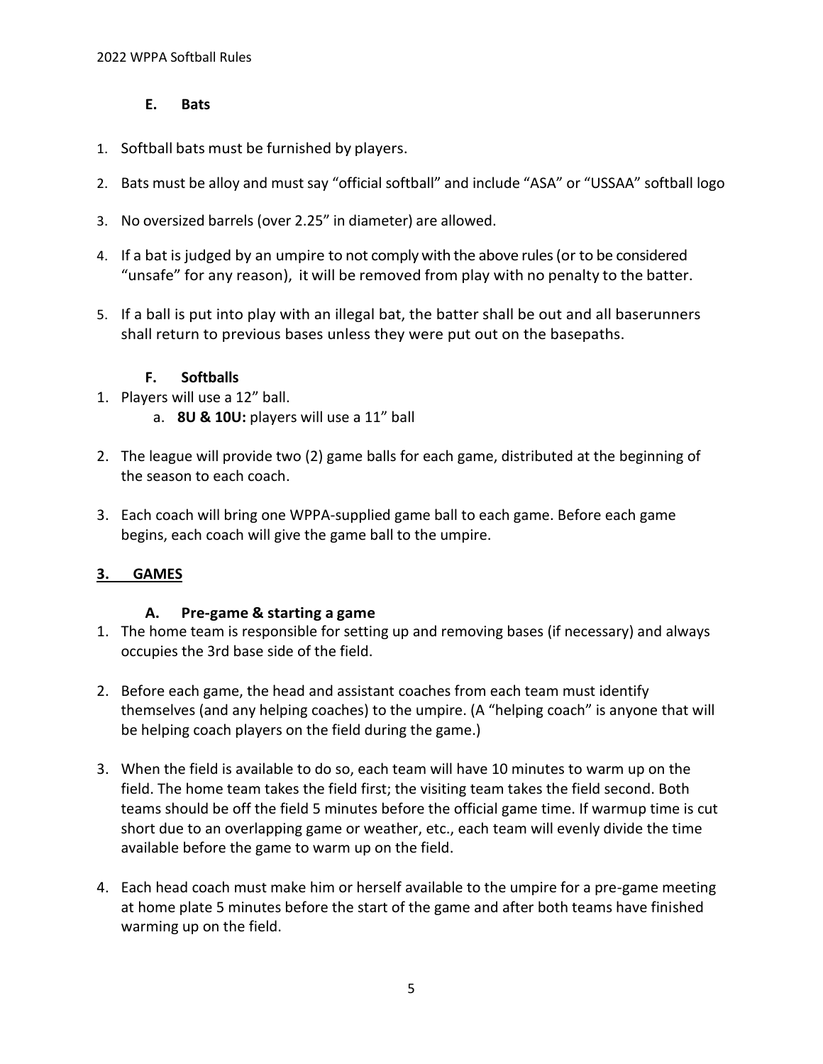### E. Bats

1. Softball bats must be furnished by players.
2. Bats must be alloy and must say "official softball" and include "ASA" or "USSAA" softball logo
3. No oversized barrels (over 2.25" in diameter) are allowed.
4. If a bat is judged by an umpire to not comply with the above rules (or to be considered "unsafe" for any reason), it will be removed from play with no penalty to the batter.
5. If a ball is put into play with an illegal bat, the batter shall be out and all baserunners shall return to previous bases unless they were put out on the basepaths.

### F. Softballs

1. Players will use a 12" ball.
   a. **8U & 10U:** players will use a 11" ball
2. The league will provide two (2) game balls for each game, distributed at the beginning of the season to each coach.
3. Each coach will bring one WPPA-supplied game ball to each game. Before each game begins, each coach will give the game ball to the umpire.

## 3. GAMES

### A. Pre-game & starting a game

1. The home team is responsible for setting up and removing bases (if necessary) and always occupies the 3rd base side of the field.
2. Before each game, the head and assistant coaches from each team must identify themselves (and any helping coaches) to the umpire. (A "helping coach" is anyone that will be helping coach players on the field during the game.)
3. When the field is available to do so, each team will have 10 minutes to warm up on the field. The home team takes the field first; the visiting team takes the field second. Both teams should be off the field 5 minutes before the official game time. If warmup time is cut short due to an overlapping game or weather, etc., each team will evenly divide the time available before the game to warm up on the field.
4. Each head coach must make him or herself available to the umpire for a pre-game meeting at home plate 5 minutes before the start of the game and after both teams have finished warming up on the field.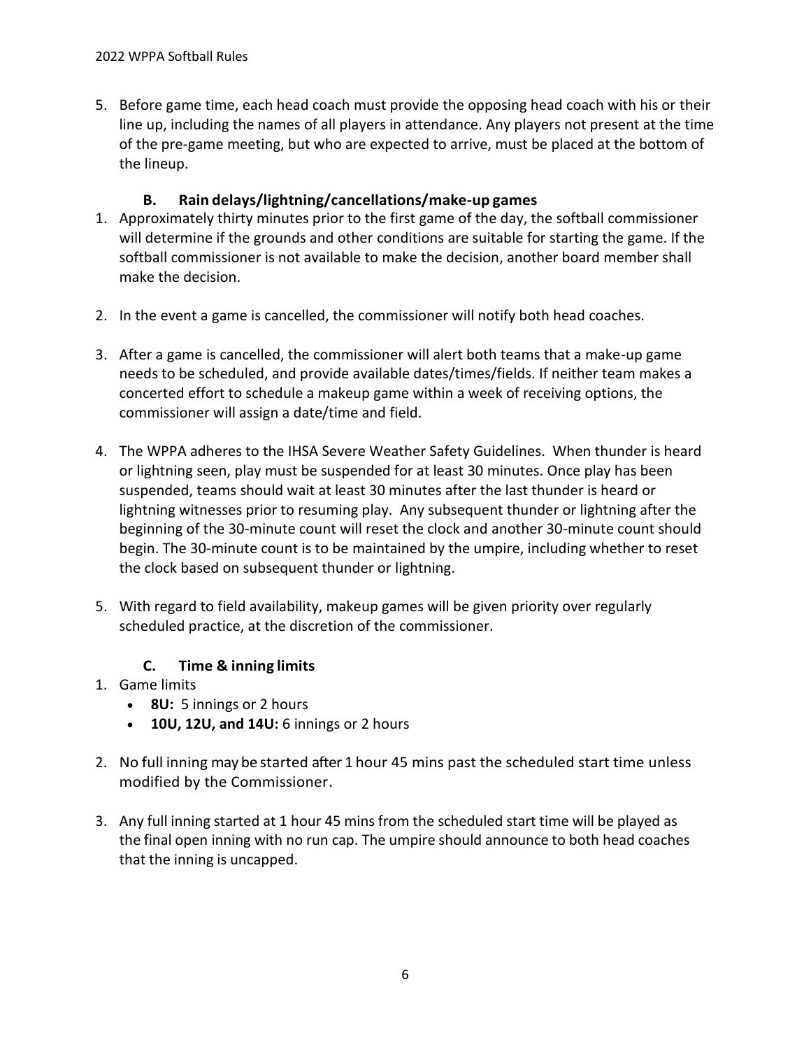5. Before game time, each head coach must provide the opposing head coach with his or their line up, including the names of all players in attendance. Any players not present at the time of the pre-game meeting, but who are expected to arrive, must be placed at the bottom of the lineup.

### B. Rain delays/lightning/cancellations/make-up games

1. Approximately thirty minutes prior to the first game of the day, the softball commissioner will determine if the grounds and other conditions are suitable for starting the game. If the softball commissioner is not available to make the decision, another board member shall make the decision.

2. In the event a game is cancelled, the commissioner will notify both head coaches.

3. After a game is cancelled, the commissioner will alert both teams that a make-up game needs to be scheduled, and provide available dates/times/fields. If neither team makes a concerted effort to schedule a makeup game within a week of receiving options, the commissioner will assign a date/time and field.

4. The WPPA adheres to the IHSA Severe Weather Safety Guidelines. When thunder is heard or lightning seen, play must be suspended for at least 30 minutes. Once play has been suspended, teams should wait at least 30 minutes after the last thunder is heard or lightning witnesses prior to resuming play. Any subsequent thunder or lightning after the beginning of the 30-minute count will reset the clock and another 30-minute count should begin. The 30-minute count is to be maintained by the umpire, including whether to reset the clock based on subsequent thunder or lightning.

5. With regard to field availability, makeup games will be given priority over regularly scheduled practice, at the discretion of the commissioner.

### C. Time & inning limits

1. Game limits
   - **8U:** 5 innings or 2 hours
   - **10U, 12U, and 14U:** 6 innings or 2 hours

2. No full inning may be started after 1 hour 45 mins past the scheduled start time unless modified by the Commissioner.

3. Any full inning started at 1 hour 45 mins from the scheduled start time will be played as the final open inning with no run cap. The umpire should announce to both head coaches that the inning is uncapped.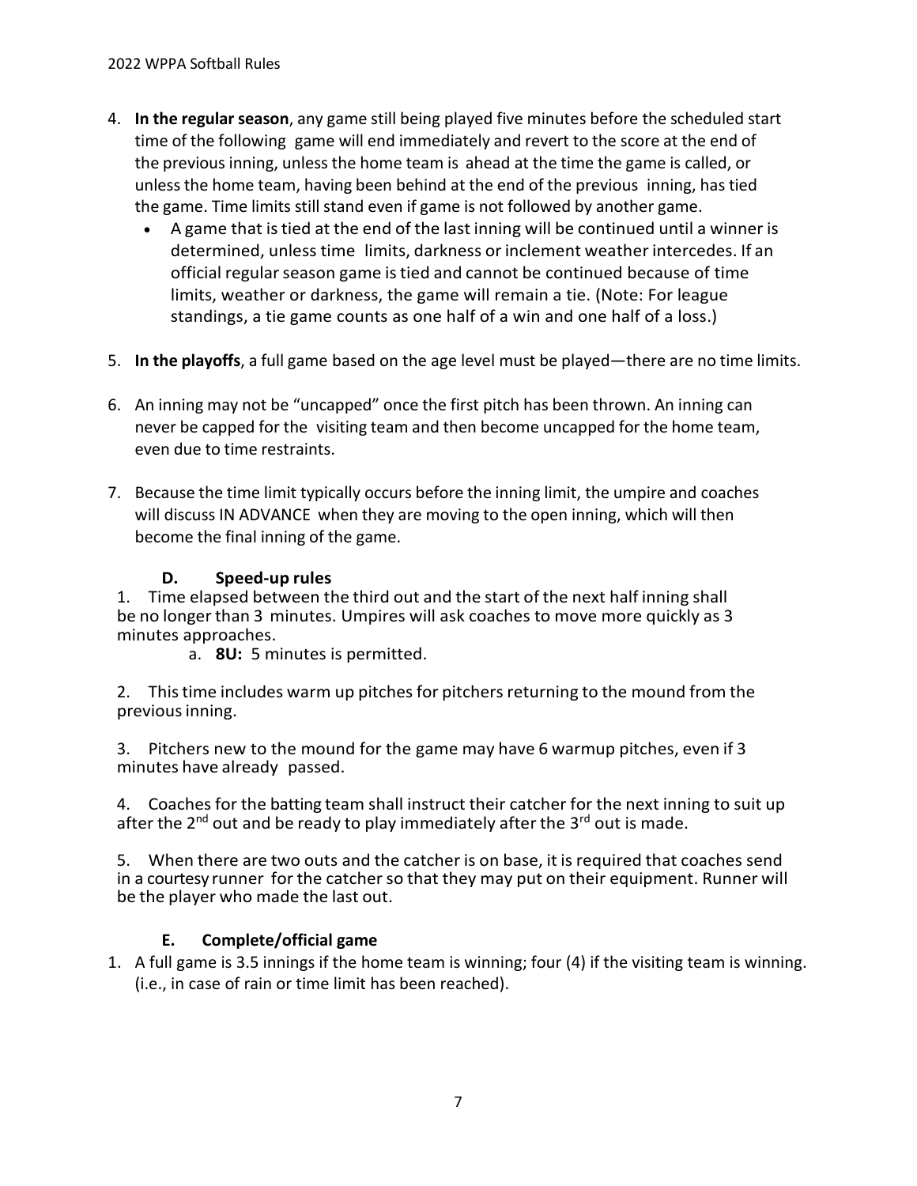4. **In the regular season**, any game still being played five minutes before the scheduled start time of the following game will end immediately and revert to the score at the end of the previous inning, unless the home team is ahead at the time the game is called, or unless the home team, having been behind at the end of the previous inning, has tied the game. Time limits still stand even if game is not followed by another game.
   - A game that is tied at the end of the last inning will be continued until a winner is determined, unless time limits, darkness or inclement weather intercedes. If an official regular season game is tied and cannot be continued because of time limits, weather or darkness, the game will remain a tie. (Note: For league standings, a tie game counts as one half of a win and one half of a loss.)

5. **In the playoffs**, a full game based on the age level must be played—there are no time limits.

6. An inning may not be "uncapped" once the first pitch has been thrown. An inning can never be capped for the visiting team and then become uncapped for the home team, even due to time restraints.

7. Because the time limit typically occurs before the inning limit, the umpire and coaches will discuss IN ADVANCE when they are moving to the open inning, which will then become the final inning of the game.

### D. Speed-up rules

1. Time elapsed between the third out and the start of the next half inning shall be no longer than 3 minutes. Umpires will ask coaches to move more quickly as 3 minutes approaches.
   a. **8U:** 5 minutes is permitted.

2. This time includes warm up pitches for pitchers returning to the mound from the previous inning.

3. Pitchers new to the mound for the game may have 6 warmup pitches, even if 3 minutes have already passed.

4. Coaches for the batting team shall instruct their catcher for the next inning to suit up after the 2nd out and be ready to play immediately after the 3rd out is made.

5. When there are two outs and the catcher is on base, it is required that coaches send in a courtesy runner for the catcher so that they may put on their equipment. Runner will be the player who made the last out.

### E. Complete/official game

1. A full game is 3.5 innings if the home team is winning; four (4) if the visiting team is winning. (i.e., in case of rain or time limit has been reached).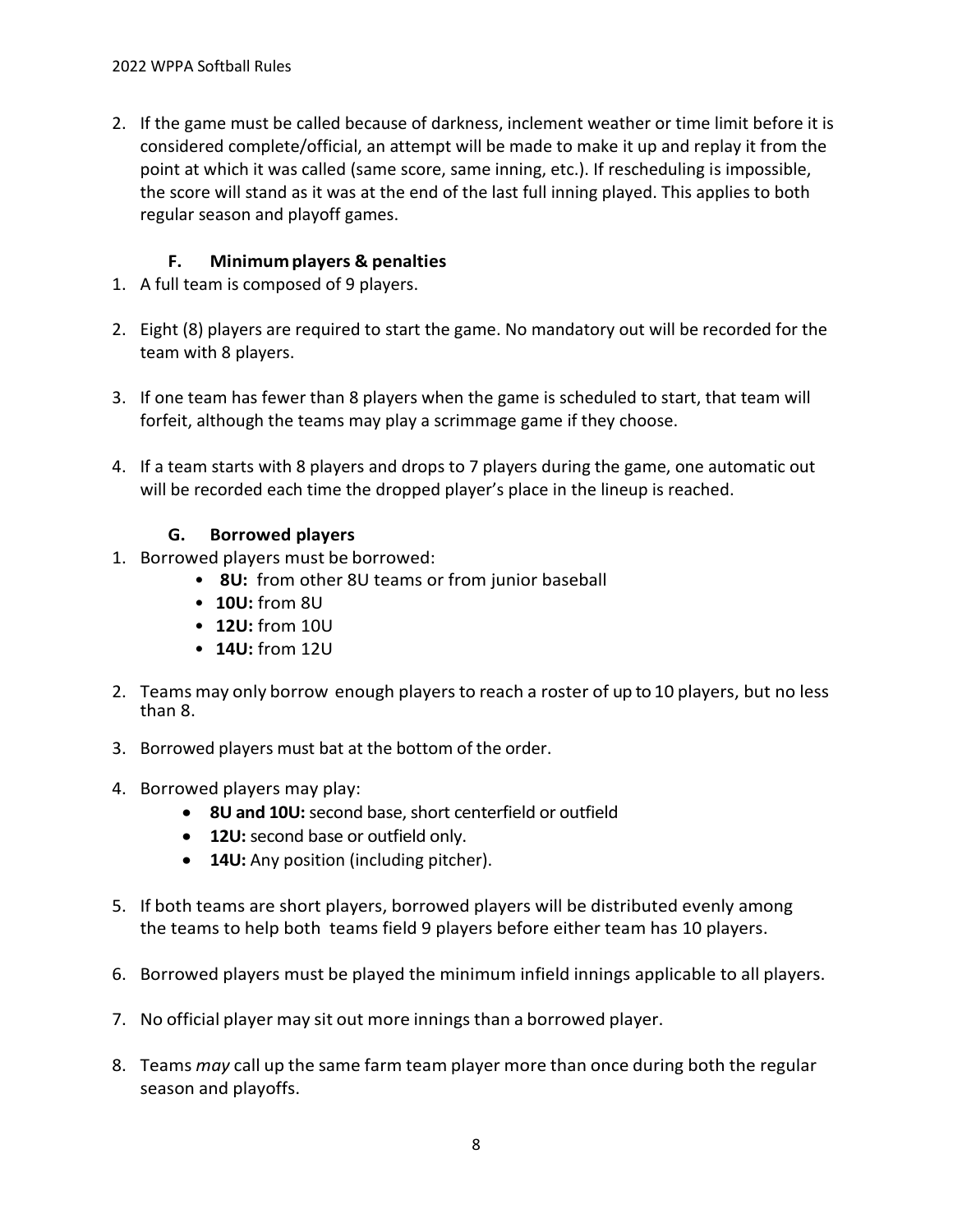2. If the game must be called because of darkness, inclement weather or time limit before it is considered complete/official, an attempt will be made to make it up and replay it from the point at which it was called (same score, same inning, etc.). If rescheduling is impossible, the score will stand as it was at the end of the last full inning played. This applies to both regular season and playoff games.

### F. Minimum players & penalties

1. A full team is composed of 9 players.

2. Eight (8) players are required to start the game. No mandatory out will be recorded for the team with 8 players.

3. If one team has fewer than 8 players when the game is scheduled to start, that team will forfeit, although the teams may play a scrimmage game if they choose.

4. If a team starts with 8 players and drops to 7 players during the game, one automatic out will be recorded each time the dropped player's place in the lineup is reached.

### G. Borrowed players

1. Borrowed players must be borrowed:
   - **8U:** from other 8U teams or from junior baseball
   - **10U:** from 8U
   - **12U:** from 10U
   - **14U:** from 12U

2. Teams may only borrow enough players to reach a roster of up to 10 players, but no less than 8.

3. Borrowed players must bat at the bottom of the order.

4. Borrowed players may play:
   - **8U and 10U:** second base, short centerfield or outfield
   - **12U:** second base or outfield only.
   - **14U:** Any position (including pitcher).

5. If both teams are short players, borrowed players will be distributed evenly among the teams to help both teams field 9 players before either team has 10 players.

6. Borrowed players must be played the minimum infield innings applicable to all players.

7. No official player may sit out more innings than a borrowed player.

8. Teams *may* call up the same farm team player more than once during both the regular season and playoffs.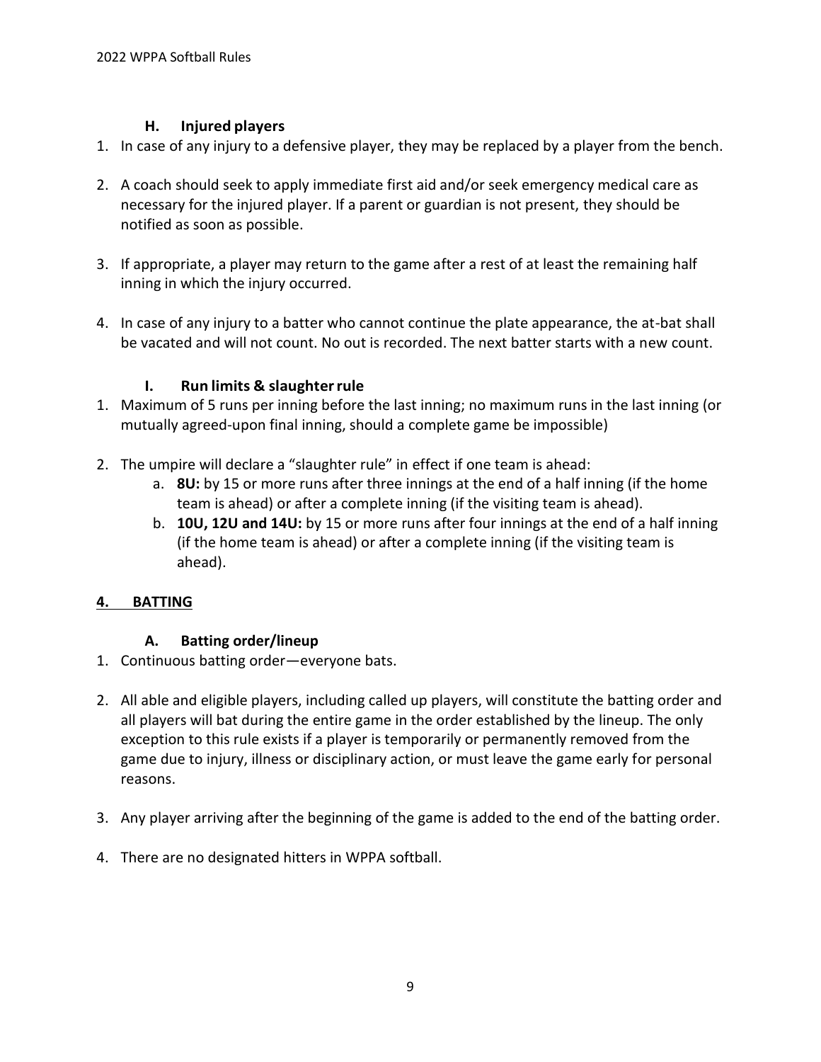### H. Injured players

1. In case of any injury to a defensive player, they may be replaced by a player from the bench.

2. A coach should seek to apply immediate first aid and/or seek emergency medical care as necessary for the injured player. If a parent or guardian is not present, they should be notified as soon as possible.

3. If appropriate, a player may return to the game after a rest of at least the remaining half inning in which the injury occurred.

4. In case of any injury to a batter who cannot continue the plate appearance, the at-bat shall be vacated and will not count. No out is recorded. The next batter starts with a new count.

### I. Run limits & slaughter rule

1. Maximum of 5 runs per inning before the last inning; no maximum runs in the last inning (or mutually agreed-upon final inning, should a complete game be impossible)

2. The umpire will declare a "slaughter rule" in effect if one team is ahead:
   a. **8U:** by 15 or more runs after three innings at the end of a half inning (if the home team is ahead) or after a complete inning (if the visiting team is ahead).
   b. **10U, 12U and 14U:** by 15 or more runs after four innings at the end of a half inning (if the home team is ahead) or after a complete inning (if the visiting team is ahead).

## 4. BATTING

### A. Batting order/lineup

1. Continuous batting order—everyone bats.

2. All able and eligible players, including called up players, will constitute the batting order and all players will bat during the entire game in the order established by the lineup. The only exception to this rule exists if a player is temporarily or permanently removed from the game due to injury, illness or disciplinary action, or must leave the game early for personal reasons.

3. Any player arriving after the beginning of the game is added to the end of the batting order.

4. There are no designated hitters in WPPA softball.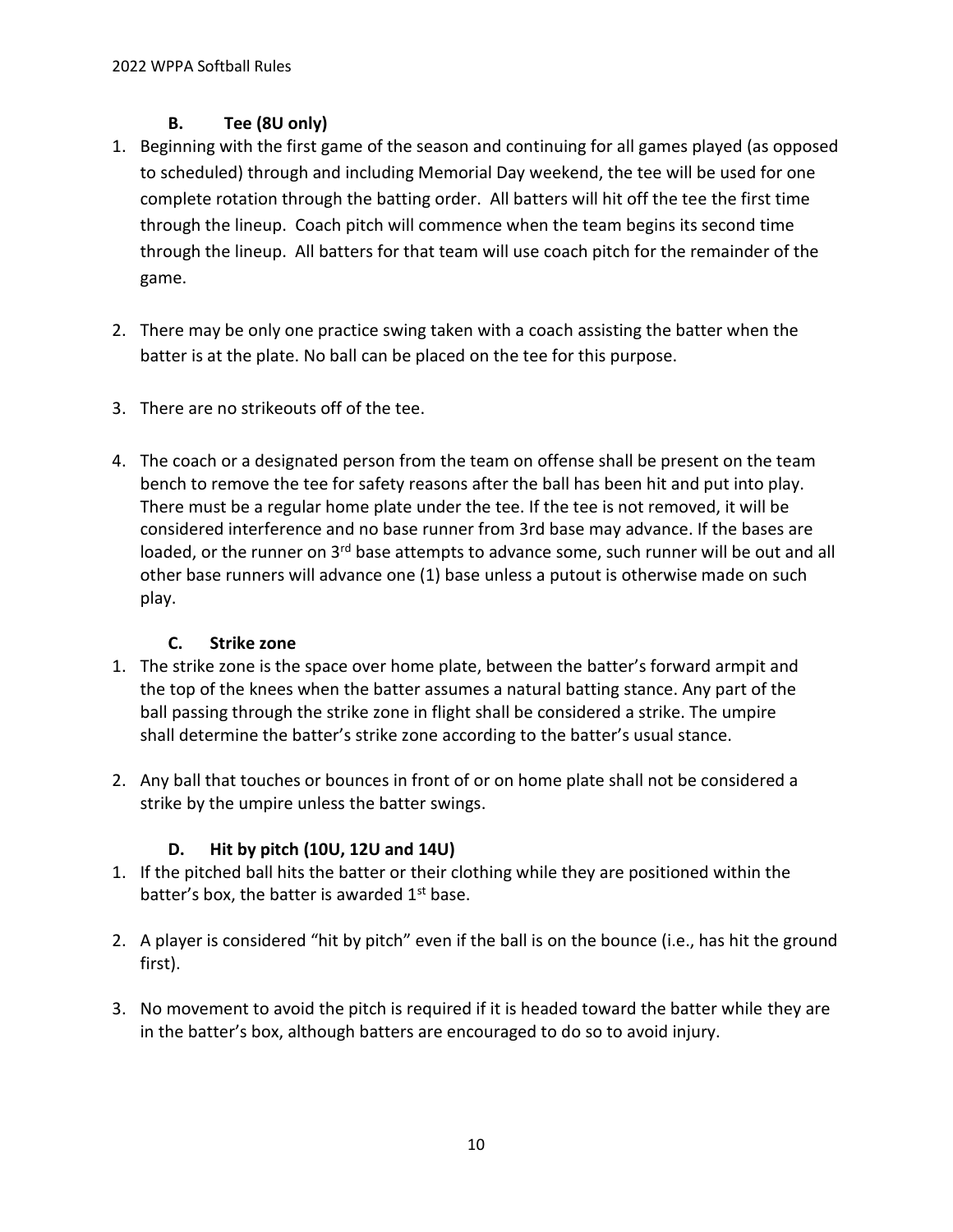### B. Tee (8U only)

1. Beginning with the first game of the season and continuing for all games played (as opposed to scheduled) through and including Memorial Day weekend, the tee will be used for one complete rotation through the batting order. All batters will hit off the tee the first time through the lineup. Coach pitch will commence when the team begins its second time through the lineup. All batters for that team will use coach pitch for the remainder of the game.

2. There may be only one practice swing taken with a coach assisting the batter when the batter is at the plate. No ball can be placed on the tee for this purpose.

3. There are no strikeouts off of the tee.

4. The coach or a designated person from the team on offense shall be present on the team bench to remove the tee for safety reasons after the ball has been hit and put into play. There must be a regular home plate under the tee. If the tee is not removed, it will be considered interference and no base runner from 3rd base may advance. If the bases are loaded, or the runner on 3rd base attempts to advance some, such runner will be out and all other base runners will advance one (1) base unless a putout is otherwise made on such play.

### C. Strike zone

1. The strike zone is the space over home plate, between the batter's forward armpit and the top of the knees when the batter assumes a natural batting stance. Any part of the ball passing through the strike zone in flight shall be considered a strike. The umpire shall determine the batter's strike zone according to the batter's usual stance.

2. Any ball that touches or bounces in front of or on home plate shall not be considered a strike by the umpire unless the batter swings.

### D. Hit by pitch (10U, 12U and 14U)

1. If the pitched ball hits the batter or their clothing while they are positioned within the batter's box, the batter is awarded 1st base.

2. A player is considered "hit by pitch" even if the ball is on the bounce (i.e., has hit the ground first).

3. No movement to avoid the pitch is required if it is headed toward the batter while they are in the batter's box, although batters are encouraged to do so to avoid injury.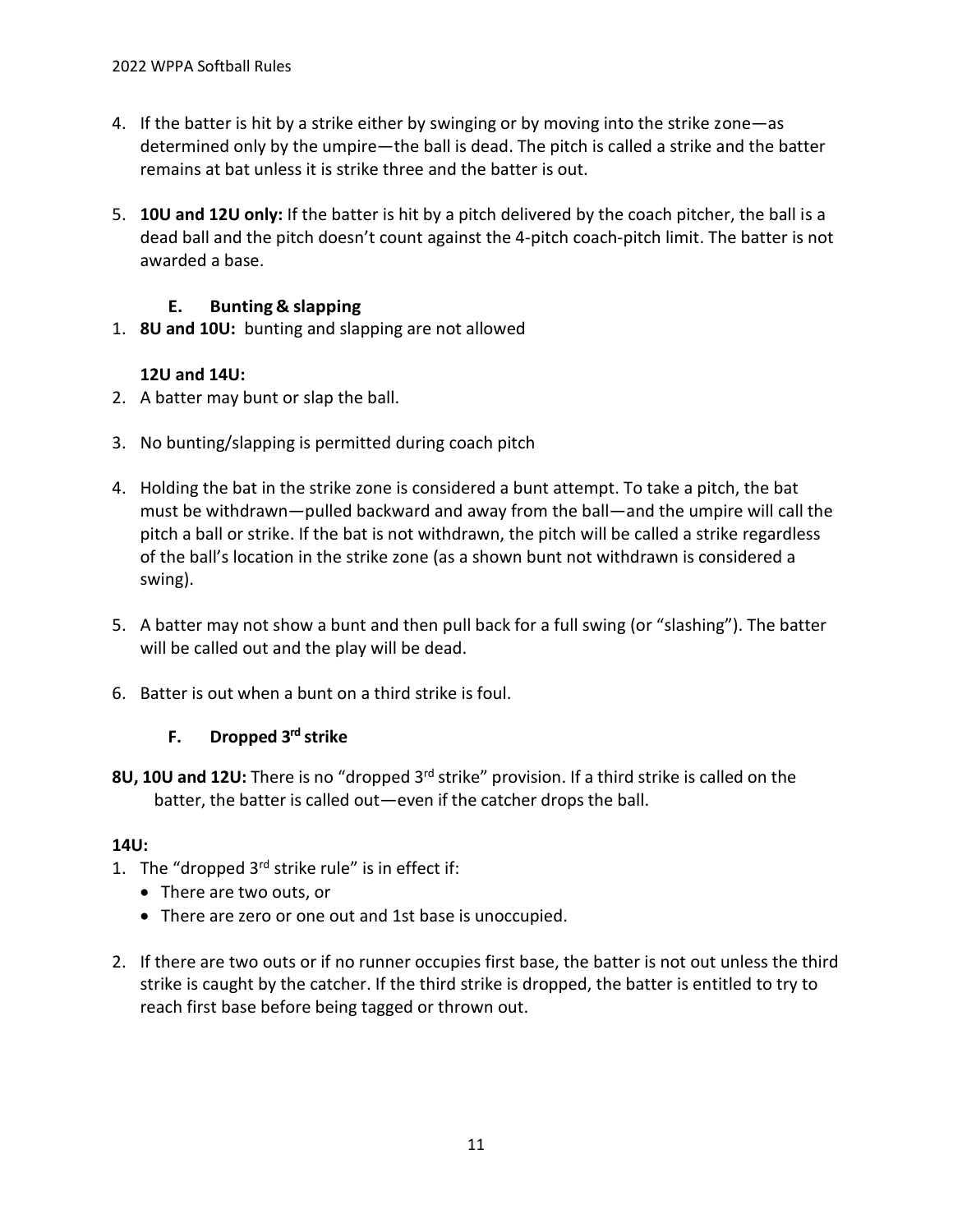4. If the batter is hit by a strike either by swinging or by moving into the strike zone—as determined only by the umpire—the ball is dead. The pitch is called a strike and the batter remains at bat unless it is strike three and the batter is out.

5. **10U and 12U only:** If the batter is hit by a pitch delivered by the coach pitcher, the ball is a dead ball and the pitch doesn't count against the 4-pitch coach-pitch limit. The batter is not awarded a base.

### E. Bunting & slapping

1. **8U and 10U:** bunting and slapping are not allowed

**12U and 14U:**

2. A batter may bunt or slap the ball.

3. No bunting/slapping is permitted during coach pitch

4. Holding the bat in the strike zone is considered a bunt attempt. To take a pitch, the bat must be withdrawn—pulled backward and away from the ball—and the umpire will call the pitch a ball or strike. If the bat is not withdrawn, the pitch will be called a strike regardless of the ball's location in the strike zone (as a shown bunt not withdrawn is considered a swing).

5. A batter may not show a bunt and then pull back for a full swing (or "slashing"). The batter will be called out and the play will be dead.

6. Batter is out when a bunt on a third strike is foul.

### F. Dropped 3rd strike

**8U, 10U and 12U:** There is no "dropped 3rd strike" provision. If a third strike is called on the batter, the batter is called out—even if the catcher drops the ball.

**14U:**

1. The "dropped 3rd strike rule" is in effect if:
   - There are two outs, or
   - There are zero or one out and 1st base is unoccupied.

2. If there are two outs or if no runner occupies first base, the batter is not out unless the third strike is caught by the catcher. If the third strike is dropped, the batter is entitled to try to reach first base before being tagged or thrown out.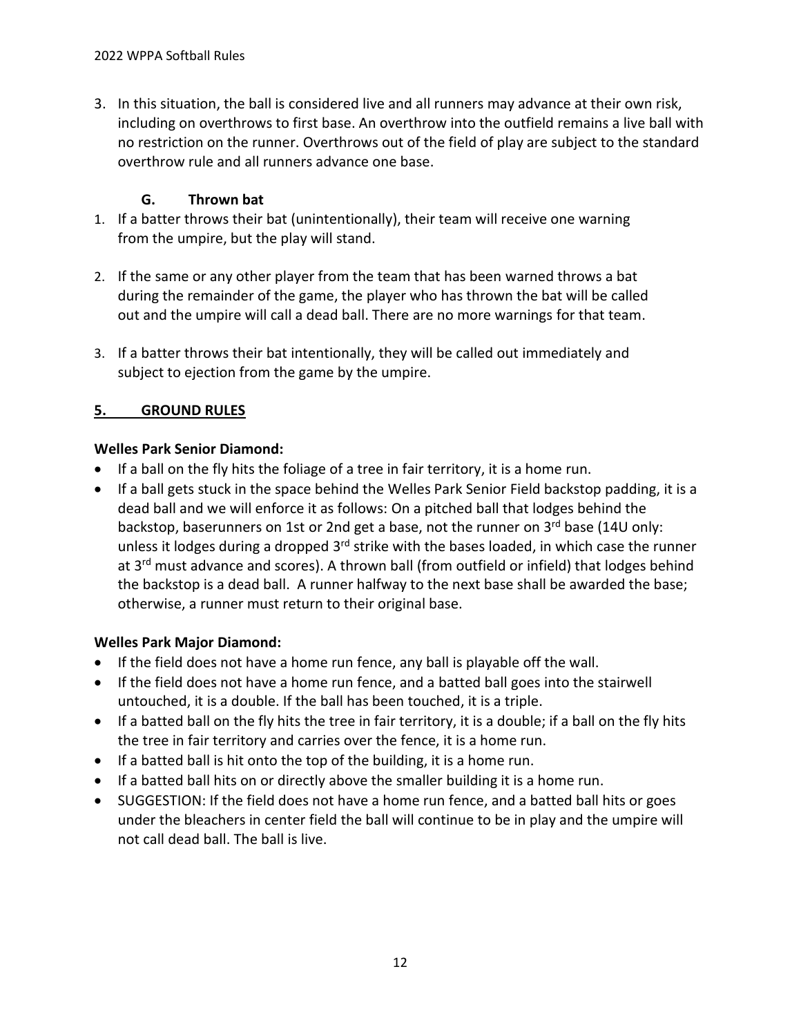3. In this situation, the ball is considered live and all runners may advance at their own risk, including on overthrows to first base. An overthrow into the outfield remains a live ball with no restriction on the runner. Overthrows out of the field of play are subject to the standard overthrow rule and all runners advance one base.

### G. Thrown bat

1. If a batter throws their bat (unintentionally), their team will receive one warning from the umpire, but the play will stand.

2. If the same or any other player from the team that has been warned throws a bat during the remainder of the game, the player who has thrown the bat will be called out and the umpire will call a dead ball. There are no more warnings for that team.

3. If a batter throws their bat intentionally, they will be called out immediately and subject to ejection from the game by the umpire.

## 5. GROUND RULES

**Welles Park Senior Diamond:**

- If a ball on the fly hits the foliage of a tree in fair territory, it is a home run.
- If a ball gets stuck in the space behind the Welles Park Senior Field backstop padding, it is a dead ball and we will enforce it as follows: On a pitched ball that lodges behind the backstop, baserunners on 1st or 2nd get a base, not the runner on 3rd base (14U only: unless it lodges during a dropped 3rd strike with the bases loaded, in which case the runner at 3rd must advance and scores). A thrown ball (from outfield or infield) that lodges behind the backstop is a dead ball. A runner halfway to the next base shall be awarded the base; otherwise, a runner must return to their original base.

**Welles Park Major Diamond:**

- If the field does not have a home run fence, any ball is playable off the wall.
- If the field does not have a home run fence, and a batted ball goes into the stairwell untouched, it is a double. If the ball has been touched, it is a triple.
- If a batted ball on the fly hits the tree in fair territory, it is a double; if a ball on the fly hits the tree in fair territory and carries over the fence, it is a home run.
- If a batted ball is hit onto the top of the building, it is a home run.
- If a batted ball hits on or directly above the smaller building it is a home run.
- SUGGESTION: If the field does not have a home run fence, and a batted ball hits or goes under the bleachers in center field the ball will continue to be in play and the umpire will not call dead ball. The ball is live.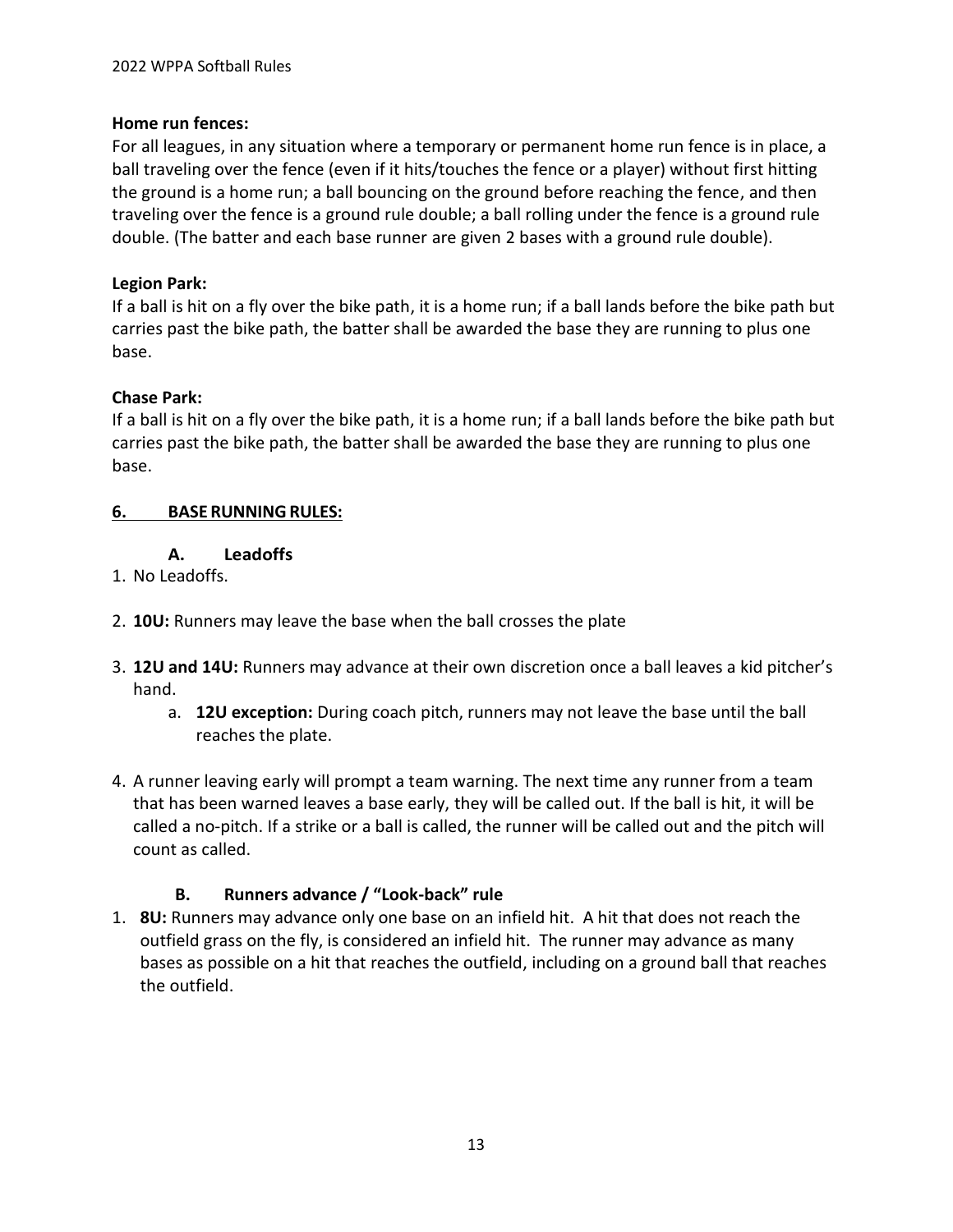**Home run fences:**
For all leagues, in any situation where a temporary or permanent home run fence is in place, a ball traveling over the fence (even if it hits/touches the fence or a player) without first hitting the ground is a home run; a ball bouncing on the ground before reaching the fence, and then traveling over the fence is a ground rule double; a ball rolling under the fence is a ground rule double. (The batter and each base runner are given 2 bases with a ground rule double).

**Legion Park:**
If a ball is hit on a fly over the bike path, it is a home run; if a ball lands before the bike path but carries past the bike path, the batter shall be awarded the base they are running to plus one base.

**Chase Park:**
If a ball is hit on a fly over the bike path, it is a home run; if a ball lands before the bike path but carries past the bike path, the batter shall be awarded the base they are running to plus one base.

## 6. BASE RUNNING RULES:

### A. Leadoffs

1. No Leadoffs.
2. **10U:** Runners may leave the base when the ball crosses the plate
3. **12U and 14U:** Runners may advance at their own discretion once a ball leaves a kid pitcher's hand.
    a. **12U exception:** During coach pitch, runners may not leave the base until the ball reaches the plate.
4. A runner leaving early will prompt a team warning. The next time any runner from a team that has been warned leaves a base early, they will be called out. If the ball is hit, it will be called a no-pitch. If a strike or a ball is called, the runner will be called out and the pitch will count as called.

### B. Runners advance / "Look-back" rule

1. **8U:** Runners may advance only one base on an infield hit. A hit that does not reach the outfield grass on the fly, is considered an infield hit. The runner may advance as many bases as possible on a hit that reaches the outfield, including on a ground ball that reaches the outfield.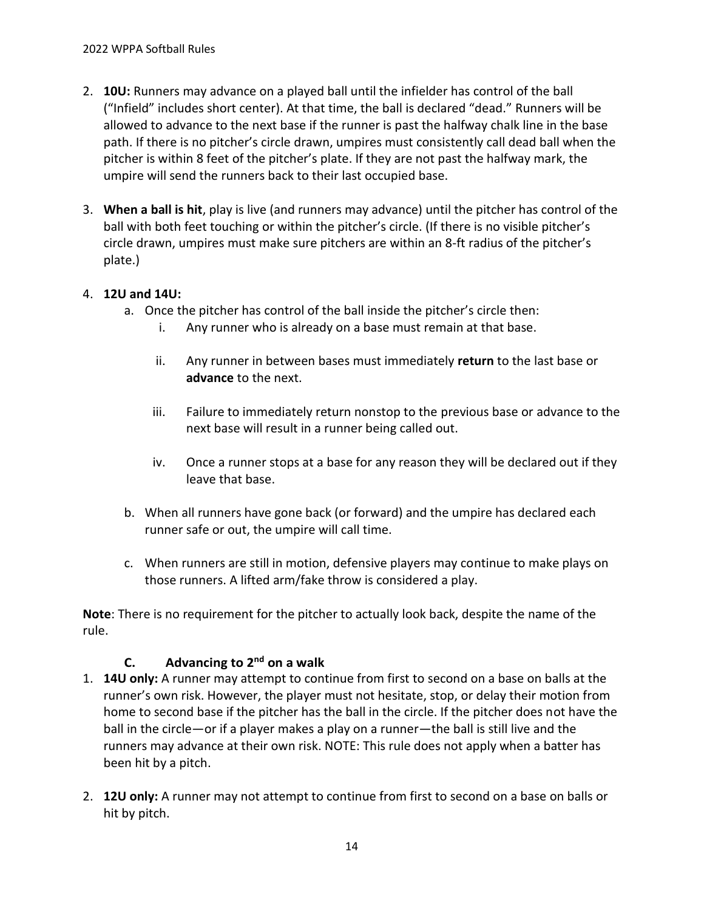2. **10U:** Runners may advance on a played ball until the infielder has control of the ball ("Infield" includes short center). At that time, the ball is declared "dead." Runners will be allowed to advance to the next base if the runner is past the halfway chalk line in the base path. If there is no pitcher's circle drawn, umpires must consistently call dead ball when the pitcher is within 8 feet of the pitcher's plate. If they are not past the halfway mark, the umpire will send the runners back to their last occupied base.

3. **When a ball is hit**, play is live (and runners may advance) until the pitcher has control of the ball with both feet touching or within the pitcher's circle. (If there is no visible pitcher's circle drawn, umpires must make sure pitchers are within an 8-ft radius of the pitcher's plate.)

4. **12U and 14U:**
   a. Once the pitcher has control of the ball inside the pitcher's circle then:
      i. Any runner who is already on a base must remain at that base.
      ii. Any runner in between bases must immediately **return** to the last base or **advance** to the next.
      iii. Failure to immediately return nonstop to the previous base or advance to the next base will result in a runner being called out.
      iv. Once a runner stops at a base for any reason they will be declared out if they leave that base.
   b. When all runners have gone back (or forward) and the umpire has declared each runner safe or out, the umpire will call time.
   c. When runners are still in motion, defensive players may continue to make plays on those runners. A lifted arm/fake throw is considered a play.

**Note**: There is no requirement for the pitcher to actually look back, despite the name of the rule.

### C. Advancing to 2nd on a walk

1. **14U only:** A runner may attempt to continue from first to second on a base on balls at the runner's own risk. However, the player must not hesitate, stop, or delay their motion from home to second base if the pitcher has the ball in the circle. If the pitcher does not have the ball in the circle—or if a player makes a play on a runner—the ball is still live and the runners may advance at their own risk. NOTE: This rule does not apply when a batter has been hit by a pitch.

2. **12U only:** A runner may not attempt to continue from first to second on a base on balls or hit by pitch.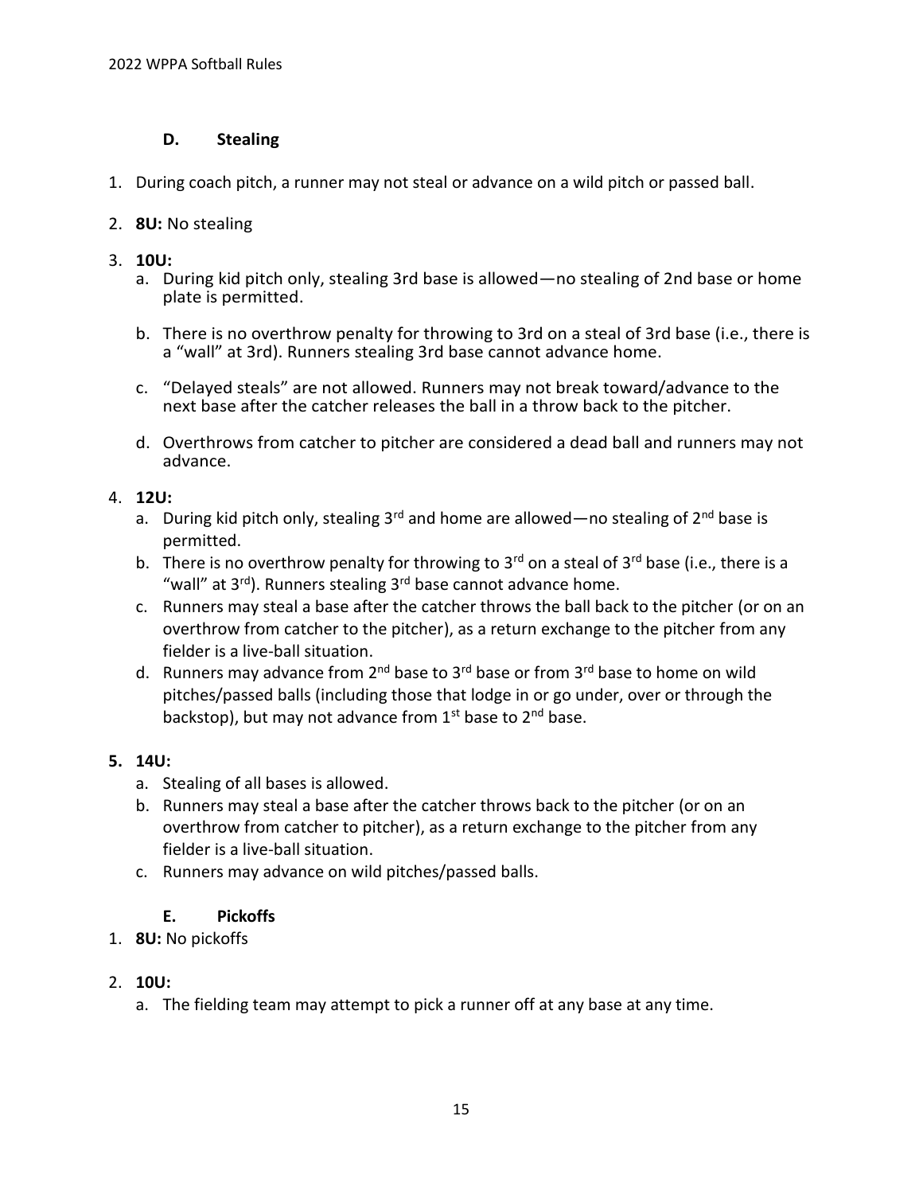### D. Stealing

1. During coach pitch, a runner may not steal or advance on a wild pitch or passed ball.

2. **8U:** No stealing

3. **10U:**
   a. During kid pitch only, stealing 3rd base is allowed—no stealing of 2nd base or home plate is permitted.

   b. There is no overthrow penalty for throwing to 3rd on a steal of 3rd base (i.e., there is a "wall" at 3rd). Runners stealing 3rd base cannot advance home.

   c. "Delayed steals" are not allowed. Runners may not break toward/advance to the next base after the catcher releases the ball in a throw back to the pitcher.

   d. Overthrows from catcher to pitcher are considered a dead ball and runners may not advance.

4. **12U:**
   a. During kid pitch only, stealing 3rd and home are allowed—no stealing of 2nd base is permitted.
   b. There is no overthrow penalty for throwing to 3rd on a steal of 3rd base (i.e., there is a "wall" at 3rd). Runners stealing 3rd base cannot advance home.
   c. Runners may steal a base after the catcher throws the ball back to the pitcher (or on an overthrow from catcher to the pitcher), as a return exchange to the pitcher from any fielder is a live-ball situation.
   d. Runners may advance from 2nd base to 3rd base or from 3rd base to home on wild pitches/passed balls (including those that lodge in or go under, over or through the backstop), but may not advance from 1st base to 2nd base.

5. **14U:**
   a. Stealing of all bases is allowed.
   b. Runners may steal a base after the catcher throws back to the pitcher (or on an overthrow from catcher to pitcher), as a return exchange to the pitcher from any fielder is a live-ball situation.
   c. Runners may advance on wild pitches/passed balls.

### E. Pickoffs

1. **8U:** No pickoffs

2. **10U:**
   a. The fielding team may attempt to pick a runner off at any base at any time.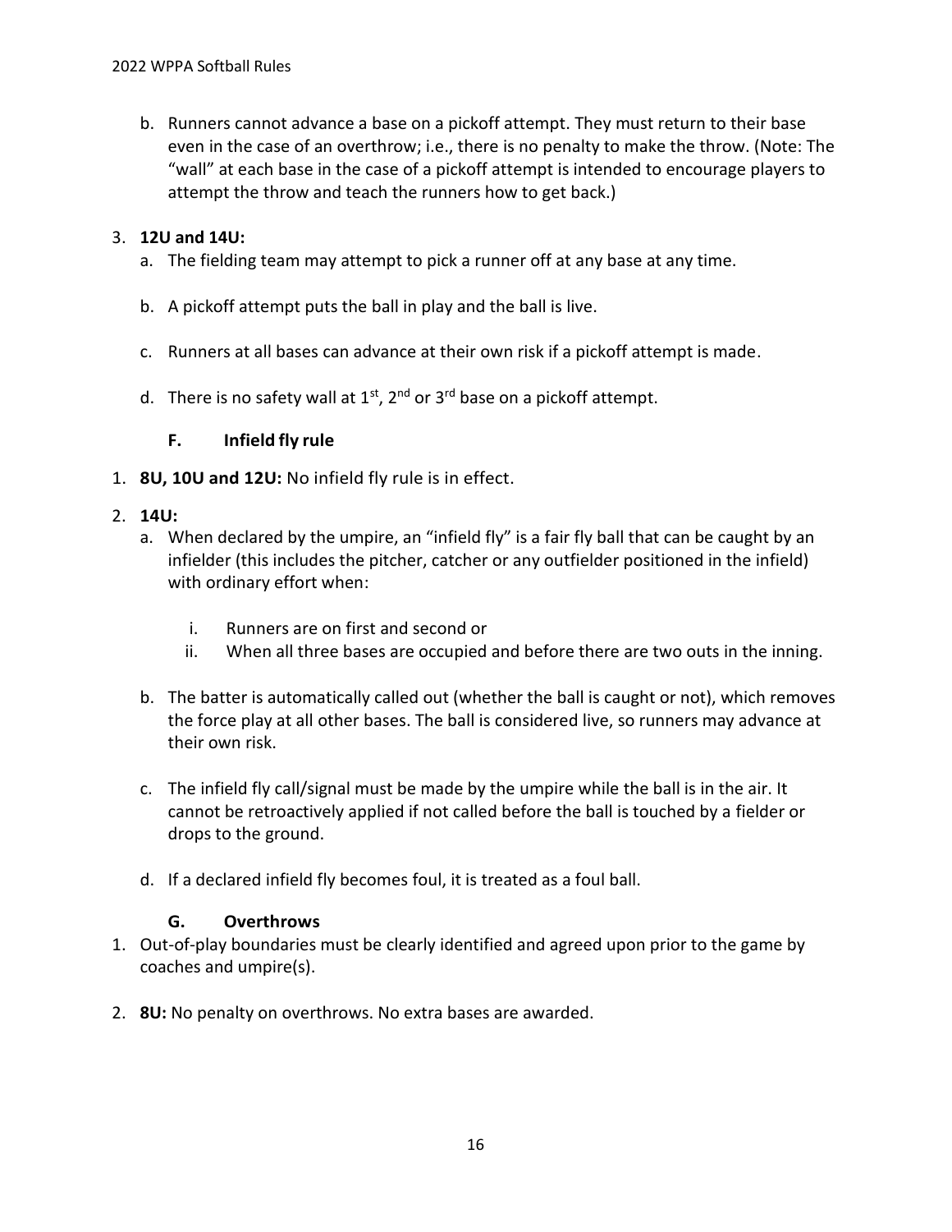b. Runners cannot advance a base on a pickoff attempt. They must return to their base even in the case of an overthrow; i.e., there is no penalty to make the throw. (Note: The "wall" at each base in the case of a pickoff attempt is intended to encourage players to attempt the throw and teach the runners how to get back.)

3. **12U and 14U:**
   a. The fielding team may attempt to pick a runner off at any base at any time.

   b. A pickoff attempt puts the ball in play and the ball is live.

   c. Runners at all bases can advance at their own risk if a pickoff attempt is made.

   d. There is no safety wall at 1st, 2nd or 3rd base on a pickoff attempt.

### F. Infield fly rule

1. **8U, 10U and 12U:** No infield fly rule is in effect.

2. **14U:**
   a. When declared by the umpire, an "infield fly" is a fair fly ball that can be caught by an infielder (this includes the pitcher, catcher or any outfielder positioned in the infield) with ordinary effort when:

      i. Runners are on first and second or
      ii. When all three bases are occupied and before there are two outs in the inning.

   b. The batter is automatically called out (whether the ball is caught or not), which removes the force play at all other bases. The ball is considered live, so runners may advance at their own risk.

   c. The infield fly call/signal must be made by the umpire while the ball is in the air. It cannot be retroactively applied if not called before the ball is touched by a fielder or drops to the ground.

   d. If a declared infield fly becomes foul, it is treated as a foul ball.

### G. Overthrows

1. Out-of-play boundaries must be clearly identified and agreed upon prior to the game by coaches and umpire(s).

2. **8U:** No penalty on overthrows. No extra bases are awarded.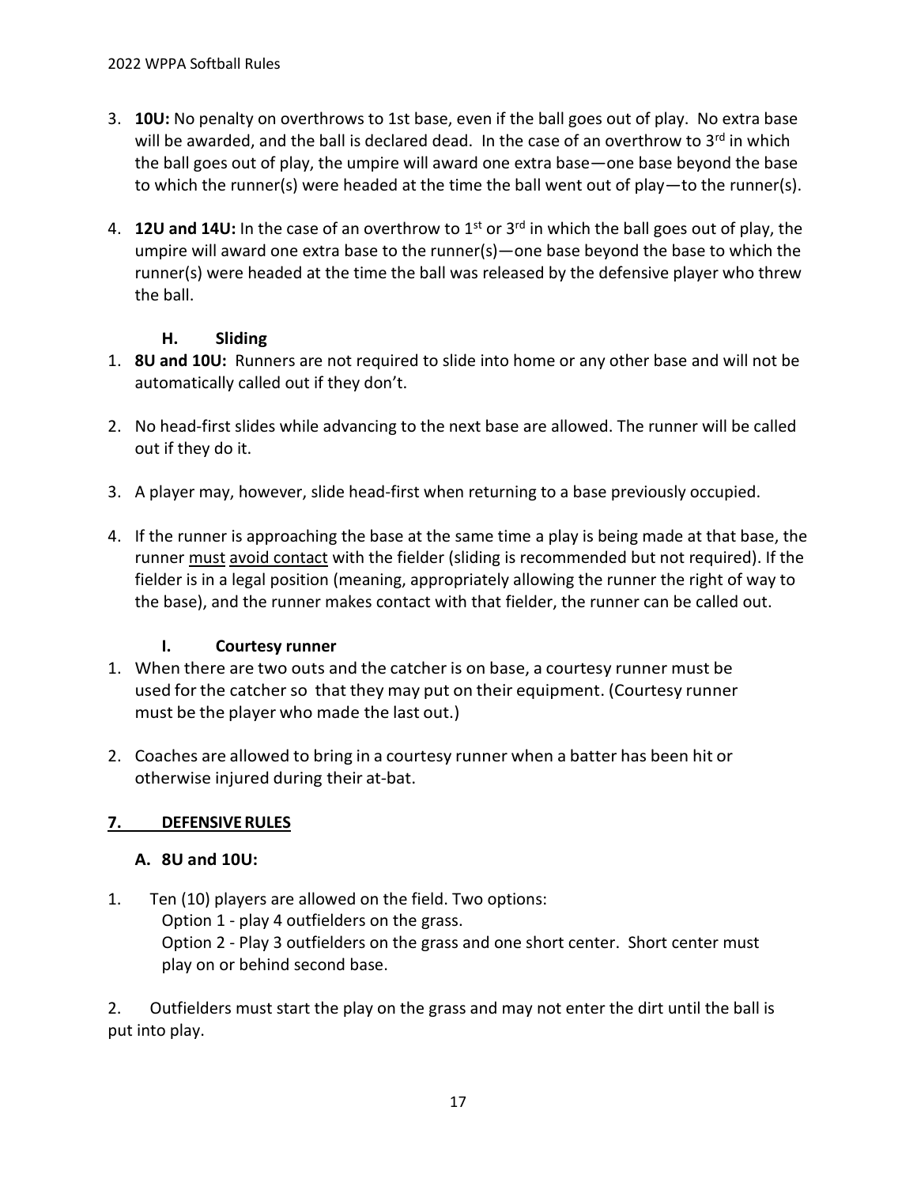3. **10U:** No penalty on overthrows to 1st base, even if the ball goes out of play. No extra base will be awarded, and the ball is declared dead. In the case of an overthrow to 3rd in which the ball goes out of play, the umpire will award one extra base—one base beyond the base to which the runner(s) were headed at the time the ball went out of play—to the runner(s).

4. **12U and 14U:** In the case of an overthrow to 1st or 3rd in which the ball goes out of play, the umpire will award one extra base to the runner(s)—one base beyond the base to which the runner(s) were headed at the time the ball was released by the defensive player who threw the ball.

### H. Sliding

1. **8U and 10U:** Runners are not required to slide into home or any other base and will not be automatically called out if they don't.

2. No head-first slides while advancing to the next base are allowed. The runner will be called out if they do it.

3. A player may, however, slide head-first when returning to a base previously occupied.

4. If the runner is approaching the base at the same time a play is being made at that base, the runner <u>must</u> <u>avoid contact</u> with the fielder (sliding is recommended but not required). If the fielder is in a legal position (meaning, appropriately allowing the runner the right of way to the base), and the runner makes contact with that fielder, the runner can be called out.

### I. Courtesy runner

1. When there are two outs and the catcher is on base, a courtesy runner must be used for the catcher so that they may put on their equipment. (Courtesy runner must be the player who made the last out.)

2. Coaches are allowed to bring in a courtesy runner when a batter has been hit or otherwise injured during their at-bat.

## <u>7. DEFENSIVE RULES</u>

### A. 8U and 10U:

1. Ten (10) players are allowed on the field. Two options:
   Option 1 - play 4 outfielders on the grass.
   Option 2 - Play 3 outfielders on the grass and one short center. Short center must play on or behind second base.

2. Outfielders must start the play on the grass and may not enter the dirt until the ball is put into play.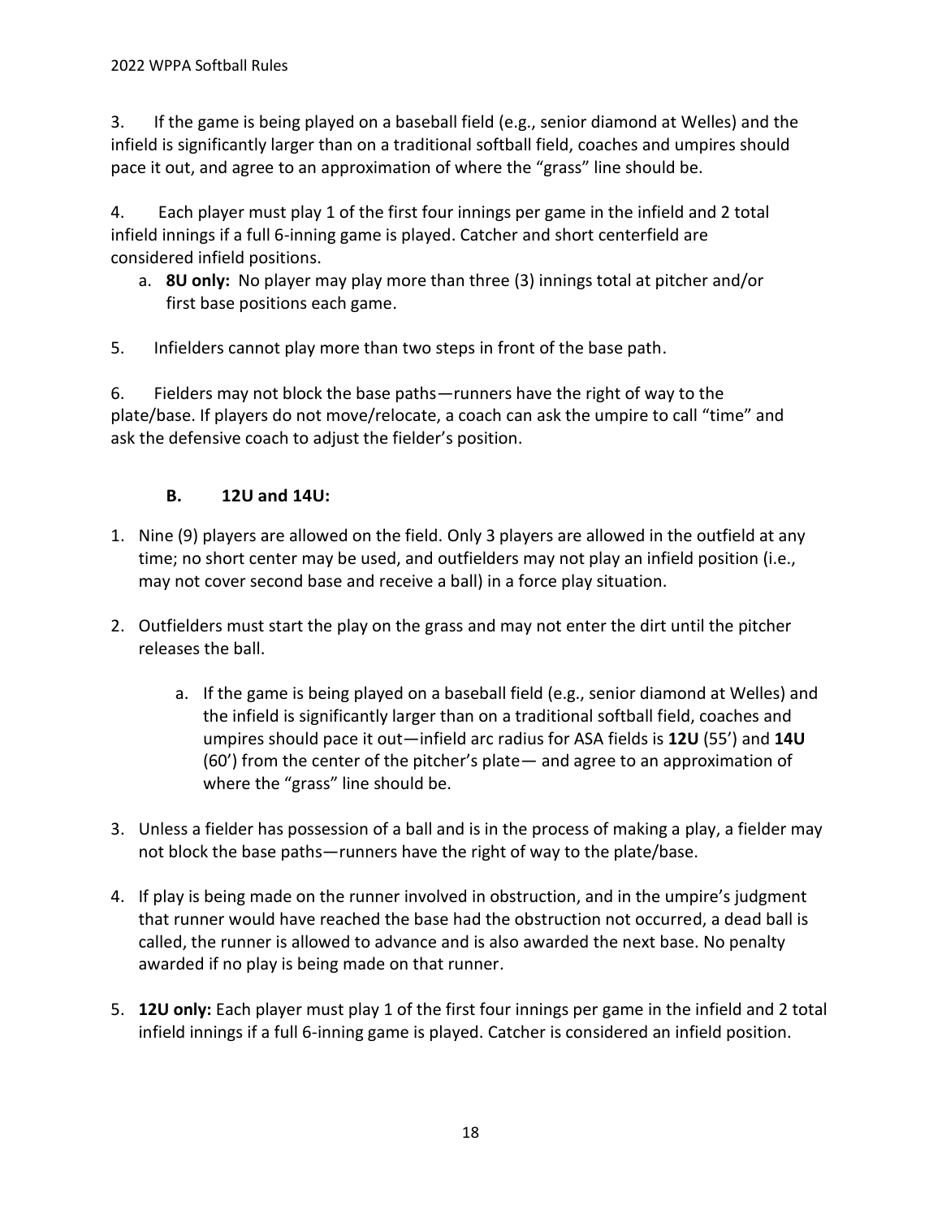3. If the game is being played on a baseball field (e.g., senior diamond at Welles) and the infield is significantly larger than on a traditional softball field, coaches and umpires should pace it out, and agree to an approximation of where the "grass" line should be.

4. Each player must play 1 of the first four innings per game in the infield and 2 total infield innings if a full 6-inning game is played. Catcher and short centerfield are considered infield positions.

   a. **8U only:** No player may play more than three (3) innings total at pitcher and/or first base positions each game.

5. Infielders cannot play more than two steps in front of the base path.

6. Fielders may not block the base paths—runners have the right of way to the plate/base. If players do not move/relocate, a coach can ask the umpire to call "time" and ask the defensive coach to adjust the fielder's position.

### B. 12U and 14U:

1. Nine (9) players are allowed on the field. Only 3 players are allowed in the outfield at any time; no short center may be used, and outfielders may not play an infield position (i.e., may not cover second base and receive a ball) in a force play situation.

2. Outfielders must start the play on the grass and may not enter the dirt until the pitcher releases the ball.

   a. If the game is being played on a baseball field (e.g., senior diamond at Welles) and the infield is significantly larger than on a traditional softball field, coaches and umpires should pace it out—infield arc radius for ASA fields is **12U** (55') and **14U** (60') from the center of the pitcher's plate— and agree to an approximation of where the "grass" line should be.

3. Unless a fielder has possession of a ball and is in the process of making a play, a fielder may not block the base paths—runners have the right of way to the plate/base.

4. If play is being made on the runner involved in obstruction, and in the umpire's judgment that runner would have reached the base had the obstruction not occurred, a dead ball is called, the runner is allowed to advance and is also awarded the next base. No penalty awarded if no play is being made on that runner.

5. **12U only:** Each player must play 1 of the first four innings per game in the infield and 2 total infield innings if a full 6-inning game is played. Catcher is considered an infield position.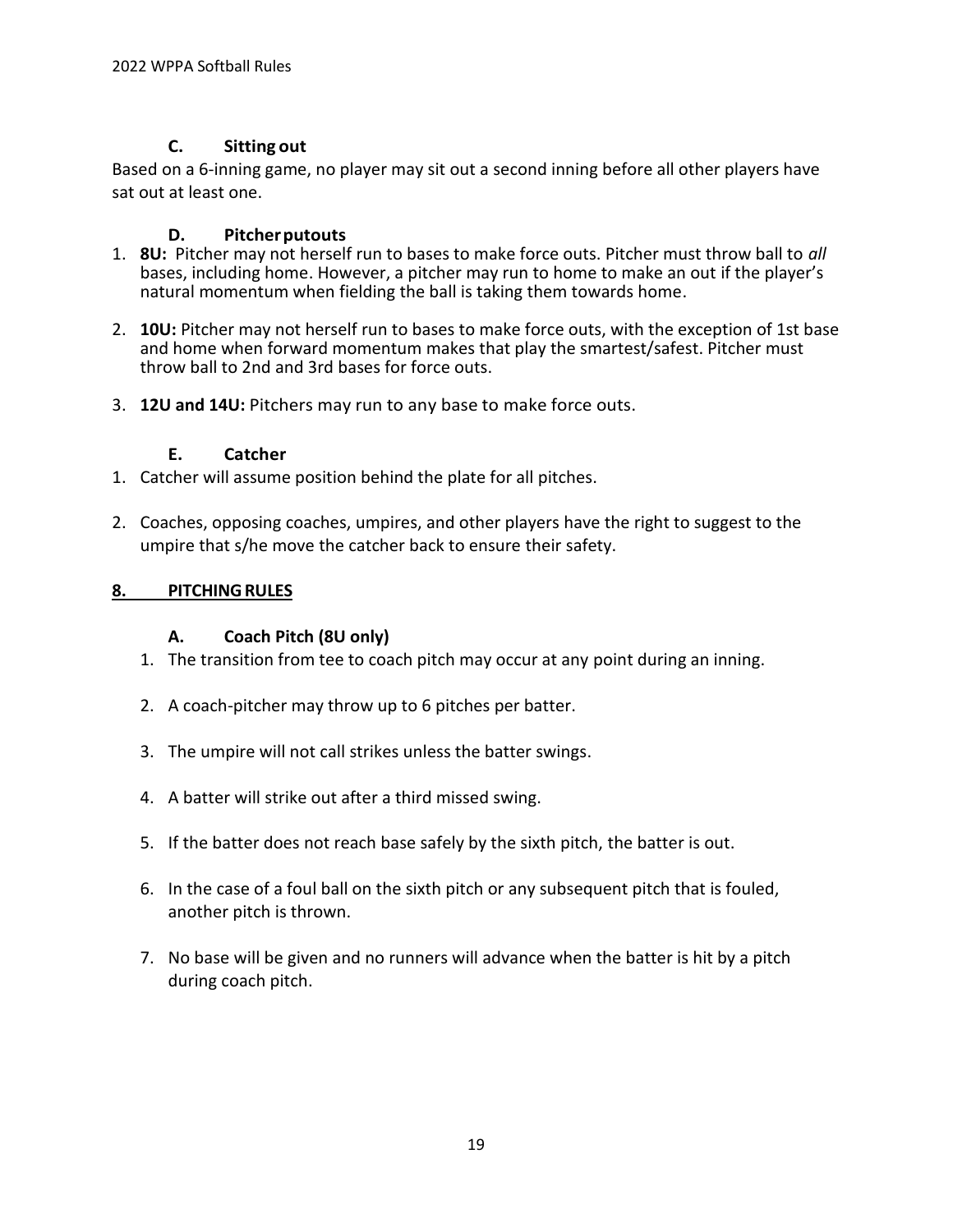### C. Sitting out

Based on a 6-inning game, no player may sit out a second inning before all other players have sat out at least one.

### D. Pitcher putouts

1. **8U:** Pitcher may not herself run to bases to make force outs. Pitcher must throw ball to *all* bases, including home. However, a pitcher may run to home to make an out if the player's natural momentum when fielding the ball is taking them towards home.
2. **10U:** Pitcher may not herself run to bases to make force outs, with the exception of 1st base and home when forward momentum makes that play the smartest/safest. Pitcher must throw ball to 2nd and 3rd bases for force outs.
3. **12U and 14U:** Pitchers may run to any base to make force outs.

### E. Catcher

1. Catcher will assume position behind the plate for all pitches.
2. Coaches, opposing coaches, umpires, and other players have the right to suggest to the umpire that s/he move the catcher back to ensure their safety.

## 8. PITCHING RULES

### A. Coach Pitch (8U only)

1. The transition from tee to coach pitch may occur at any point during an inning.
2. A coach-pitcher may throw up to 6 pitches per batter.
3. The umpire will not call strikes unless the batter swings.
4. A batter will strike out after a third missed swing.
5. If the batter does not reach base safely by the sixth pitch, the batter is out.
6. In the case of a foul ball on the sixth pitch or any subsequent pitch that is fouled, another pitch is thrown.
7. No base will be given and no runners will advance when the batter is hit by a pitch during coach pitch.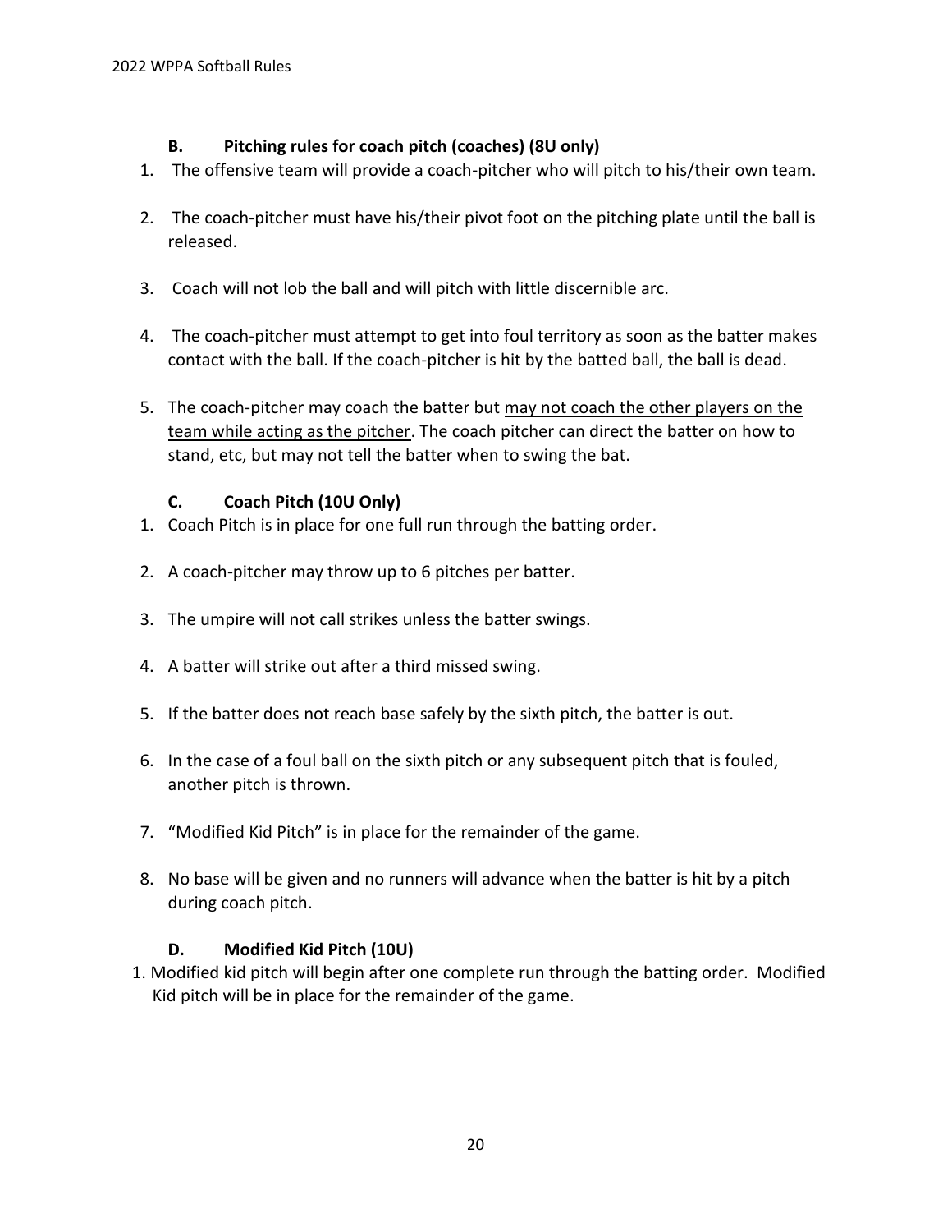### B. Pitching rules for coach pitch (coaches) (8U only)

1. The offensive team will provide a coach-pitcher who will pitch to his/their own team.
2. The coach-pitcher must have his/their pivot foot on the pitching plate until the ball is released.
3. Coach will not lob the ball and will pitch with little discernible arc.
4. The coach-pitcher must attempt to get into foul territory as soon as the batter makes contact with the ball. If the coach-pitcher is hit by the batted ball, the ball is dead.
5. The coach-pitcher may coach the batter but <u>may not coach the other players on the team while acting as the pitcher</u>. The coach pitcher can direct the batter on how to stand, etc, but may not tell the batter when to swing the bat.

### C. Coach Pitch (10U Only)

1. Coach Pitch is in place for one full run through the batting order.
2. A coach-pitcher may throw up to 6 pitches per batter.
3. The umpire will not call strikes unless the batter swings.
4. A batter will strike out after a third missed swing.
5. If the batter does not reach base safely by the sixth pitch, the batter is out.
6. In the case of a foul ball on the sixth pitch or any subsequent pitch that is fouled, another pitch is thrown.
7. "Modified Kid Pitch" is in place for the remainder of the game.
8. No base will be given and no runners will advance when the batter is hit by a pitch during coach pitch.

### D. Modified Kid Pitch (10U)

1. Modified kid pitch will begin after one complete run through the batting order. Modified Kid pitch will be in place for the remainder of the game.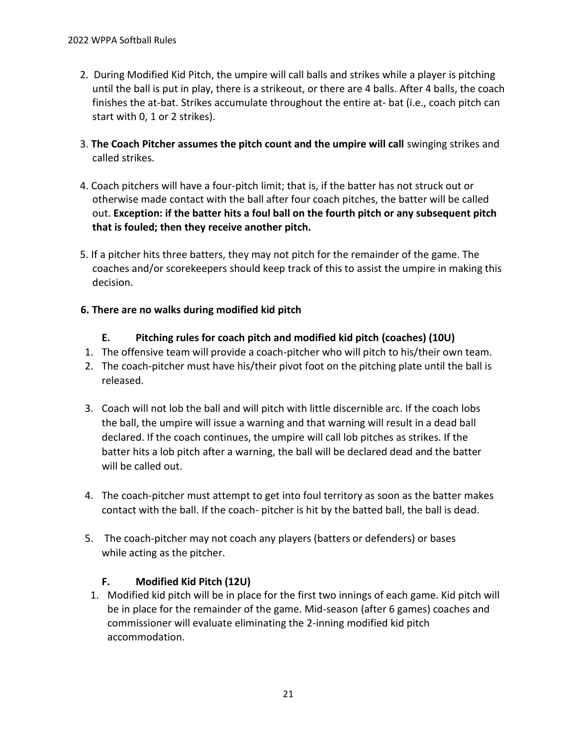2. During Modified Kid Pitch, the umpire will call balls and strikes while a player is pitching until the ball is put in play, there is a strikeout, or there are 4 balls. After 4 balls, the coach finishes the at-bat. Strikes accumulate throughout the entire at- bat (i.e., coach pitch can start with 0, 1 or 2 strikes).

3. **The Coach Pitcher assumes the pitch count and the umpire will call** swinging strikes and called strikes.

4. Coach pitchers will have a four-pitch limit; that is, if the batter has not struck out or otherwise made contact with the ball after four coach pitches, the batter will be called out. **Exception: if the batter hits a foul ball on the fourth pitch or any subsequent pitch that is fouled; then they receive another pitch.**

5. If a pitcher hits three batters, they may not pitch for the remainder of the game. The coaches and/or scorekeepers should keep track of this to assist the umpire in making this decision.

**6. There are no walks during modified kid pitch**

### E. Pitching rules for coach pitch and modified kid pitch (coaches) (10U)

1. The offensive team will provide a coach-pitcher who will pitch to his/their own team.
2. The coach-pitcher must have his/their pivot foot on the pitching plate until the ball is released.
3. Coach will not lob the ball and will pitch with little discernible arc. If the coach lobs the ball, the umpire will issue a warning and that warning will result in a dead ball declared. If the coach continues, the umpire will call lob pitches as strikes. If the batter hits a lob pitch after a warning, the ball will be declared dead and the batter will be called out.
4. The coach-pitcher must attempt to get into foul territory as soon as the batter makes contact with the ball. If the coach- pitcher is hit by the batted ball, the ball is dead.
5. The coach-pitcher may not coach any players (batters or defenders) or bases while acting as the pitcher.

### F. Modified Kid Pitch (12U)

1. Modified kid pitch will be in place for the first two innings of each game. Kid pitch will be in place for the remainder of the game. Mid-season (after 6 games) coaches and commissioner will evaluate eliminating the 2-inning modified kid pitch accommodation.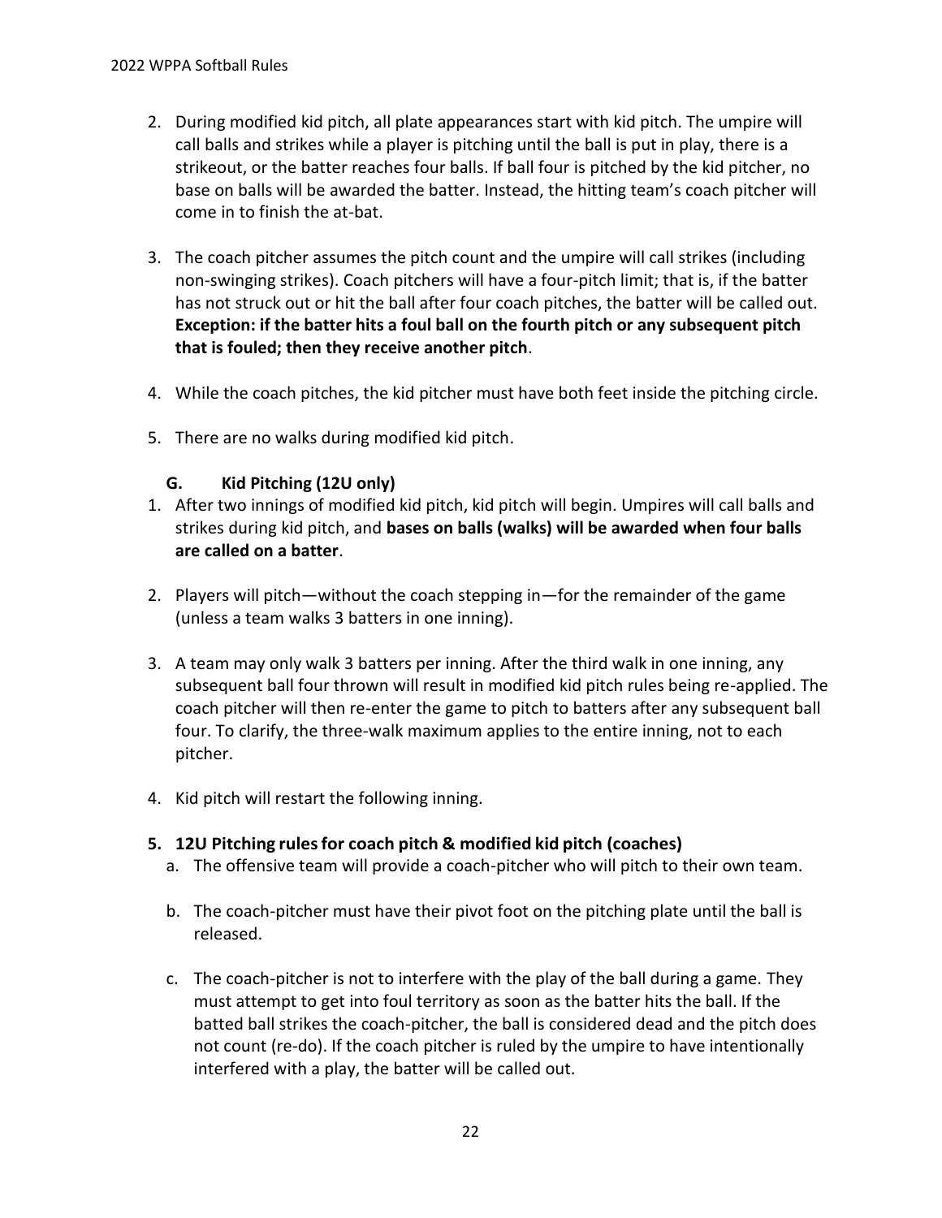2. During modified kid pitch, all plate appearances start with kid pitch. The umpire will call balls and strikes while a player is pitching until the ball is put in play, there is a strikeout, or the batter reaches four balls. If ball four is pitched by the kid pitcher, no base on balls will be awarded the batter. Instead, the hitting team's coach pitcher will come in to finish the at-bat.

3. The coach pitcher assumes the pitch count and the umpire will call strikes (including non-swinging strikes). Coach pitchers will have a four-pitch limit; that is, if the batter has not struck out or hit the ball after four coach pitches, the batter will be called out. **Exception: if the batter hits a foul ball on the fourth pitch or any subsequent pitch that is fouled; then they receive another pitch**.

4. While the coach pitches, the kid pitcher must have both feet inside the pitching circle.

5. There are no walks during modified kid pitch.

### G. Kid Pitching (12U only)

1. After two innings of modified kid pitch, kid pitch will begin. Umpires will call balls and strikes during kid pitch, and **bases on balls (walks) will be awarded when four balls are called on a batter**.

2. Players will pitch—without the coach stepping in—for the remainder of the game (unless a team walks 3 batters in one inning).

3. A team may only walk 3 batters per inning. After the third walk in one inning, any subsequent ball four thrown will result in modified kid pitch rules being re-applied. The coach pitcher will then re-enter the game to pitch to batters after any subsequent ball four. To clarify, the three-walk maximum applies to the entire inning, not to each pitcher.

4. Kid pitch will restart the following inning.

5. **12U Pitching rules for coach pitch & modified kid pitch (coaches)**
   a. The offensive team will provide a coach-pitcher who will pitch to their own team.

   b. The coach-pitcher must have their pivot foot on the pitching plate until the ball is released.

   c. The coach-pitcher is not to interfere with the play of the ball during a game. They must attempt to get into foul territory as soon as the batter hits the ball. If the batted ball strikes the coach-pitcher, the ball is considered dead and the pitch does not count (re-do). If the coach pitcher is ruled by the umpire to have intentionally interfered with a play, the batter will be called out.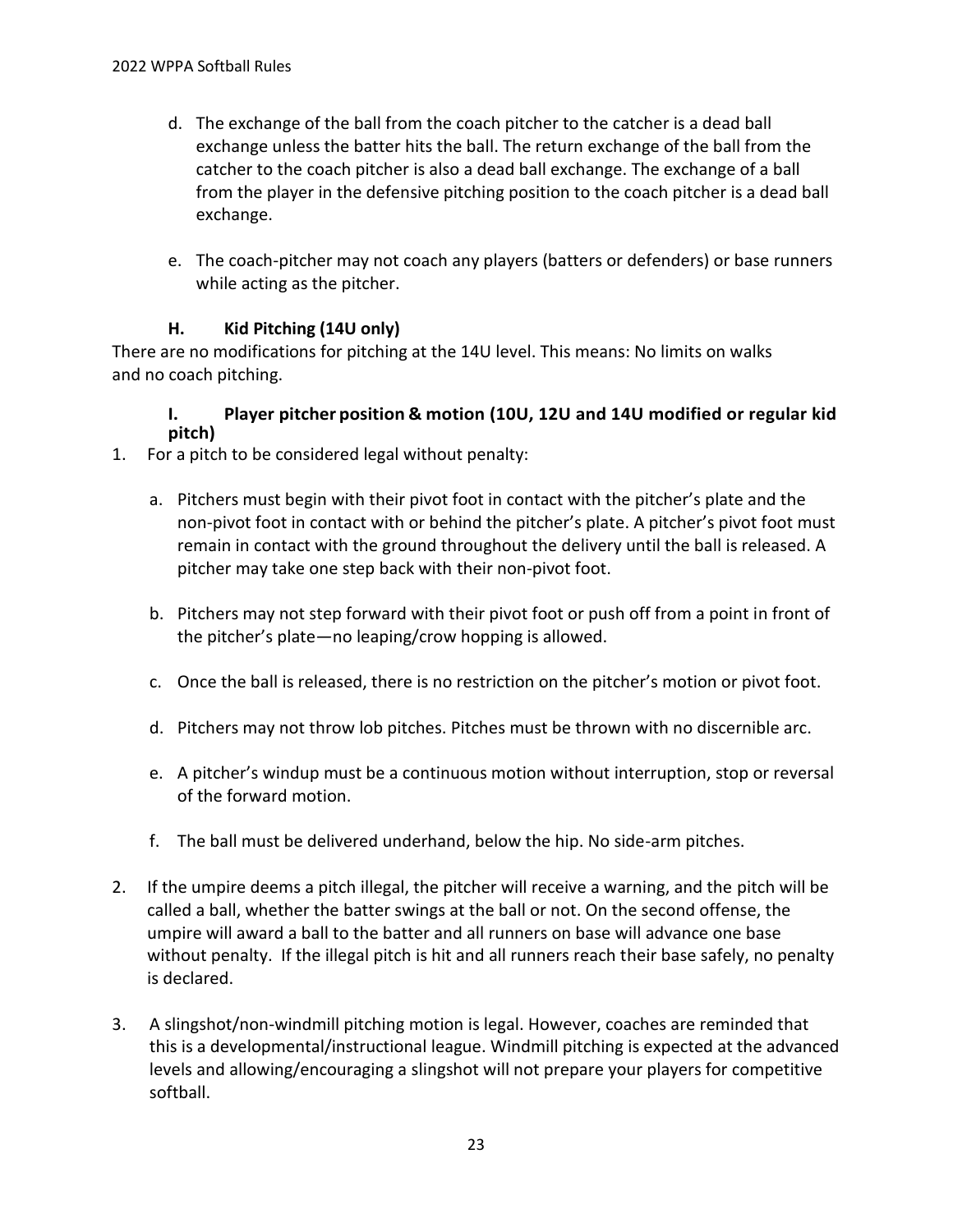d. The exchange of the ball from the coach pitcher to the catcher is a dead ball exchange unless the batter hits the ball. The return exchange of the ball from the catcher to the coach pitcher is also a dead ball exchange. The exchange of a ball from the player in the defensive pitching position to the coach pitcher is a dead ball exchange.

e. The coach-pitcher may not coach any players (batters or defenders) or base runners while acting as the pitcher.

### H. Kid Pitching (14U only)

There are no modifications for pitching at the 14U level. This means: No limits on walks and no coach pitching.

### I. Player pitcher position & motion (10U, 12U and 14U modified or regular kid pitch)

1. For a pitch to be considered legal without penalty:

   a. Pitchers must begin with their pivot foot in contact with the pitcher's plate and the non-pivot foot in contact with or behind the pitcher's plate. A pitcher's pivot foot must remain in contact with the ground throughout the delivery until the ball is released. A pitcher may take one step back with their non-pivot foot.

   b. Pitchers may not step forward with their pivot foot or push off from a point in front of the pitcher's plate—no leaping/crow hopping is allowed.

   c. Once the ball is released, there is no restriction on the pitcher's motion or pivot foot.

   d. Pitchers may not throw lob pitches. Pitches must be thrown with no discernible arc.

   e. A pitcher's windup must be a continuous motion without interruption, stop or reversal of the forward motion.

   f. The ball must be delivered underhand, below the hip. No side-arm pitches.

2. If the umpire deems a pitch illegal, the pitcher will receive a warning, and the pitch will be called a ball, whether the batter swings at the ball or not. On the second offense, the umpire will award a ball to the batter and all runners on base will advance one base without penalty. If the illegal pitch is hit and all runners reach their base safely, no penalty is declared.

3. A slingshot/non-windmill pitching motion is legal. However, coaches are reminded that this is a developmental/instructional league. Windmill pitching is expected at the advanced levels and allowing/encouraging a slingshot will not prepare your players for competitive softball.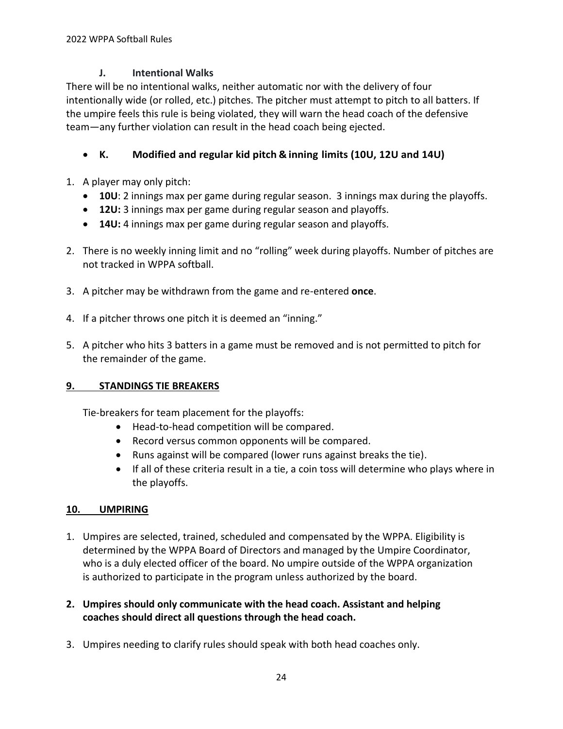### J. Intentional Walks

There will be no intentional walks, neither automatic nor with the delivery of four intentionally wide (or rolled, etc.) pitches. The pitcher must attempt to pitch to all batters. If the umpire feels this rule is being violated, they will warn the head coach of the defensive team—any further violation can result in the head coach being ejected.

- ### K. Modified and regular kid pitch & inning limits (10U, 12U and 14U)

1. A player may only pitch:
   - **10U**: 2 innings max per game during regular season. 3 innings max during the playoffs.
   - **12U:** 3 innings max per game during regular season and playoffs.
   - **14U:** 4 innings max per game during regular season and playoffs.
2. There is no weekly inning limit and no "rolling" week during playoffs. Number of pitches are not tracked in WPPA softball.
3. A pitcher may be withdrawn from the game and re-entered **once**.
4. If a pitcher throws one pitch it is deemed an "inning."
5. A pitcher who hits 3 batters in a game must be removed and is not permitted to pitch for the remainder of the game.

## 9. STANDINGS TIE BREAKERS

Tie-breakers for team placement for the playoffs:

- Head-to-head competition will be compared.
- Record versus common opponents will be compared.
- Runs against will be compared (lower runs against breaks the tie).
- If all of these criteria result in a tie, a coin toss will determine who plays where in the playoffs.

## 10. UMPIRING

1. Umpires are selected, trained, scheduled and compensated by the WPPA. Eligibility is determined by the WPPA Board of Directors and managed by the Umpire Coordinator, who is a duly elected officer of the board. No umpire outside of the WPPA organization is authorized to participate in the program unless authorized by the board.
2. **Umpires should only communicate with the head coach. Assistant and helping coaches should direct all questions through the head coach.**
3. Umpires needing to clarify rules should speak with both head coaches only.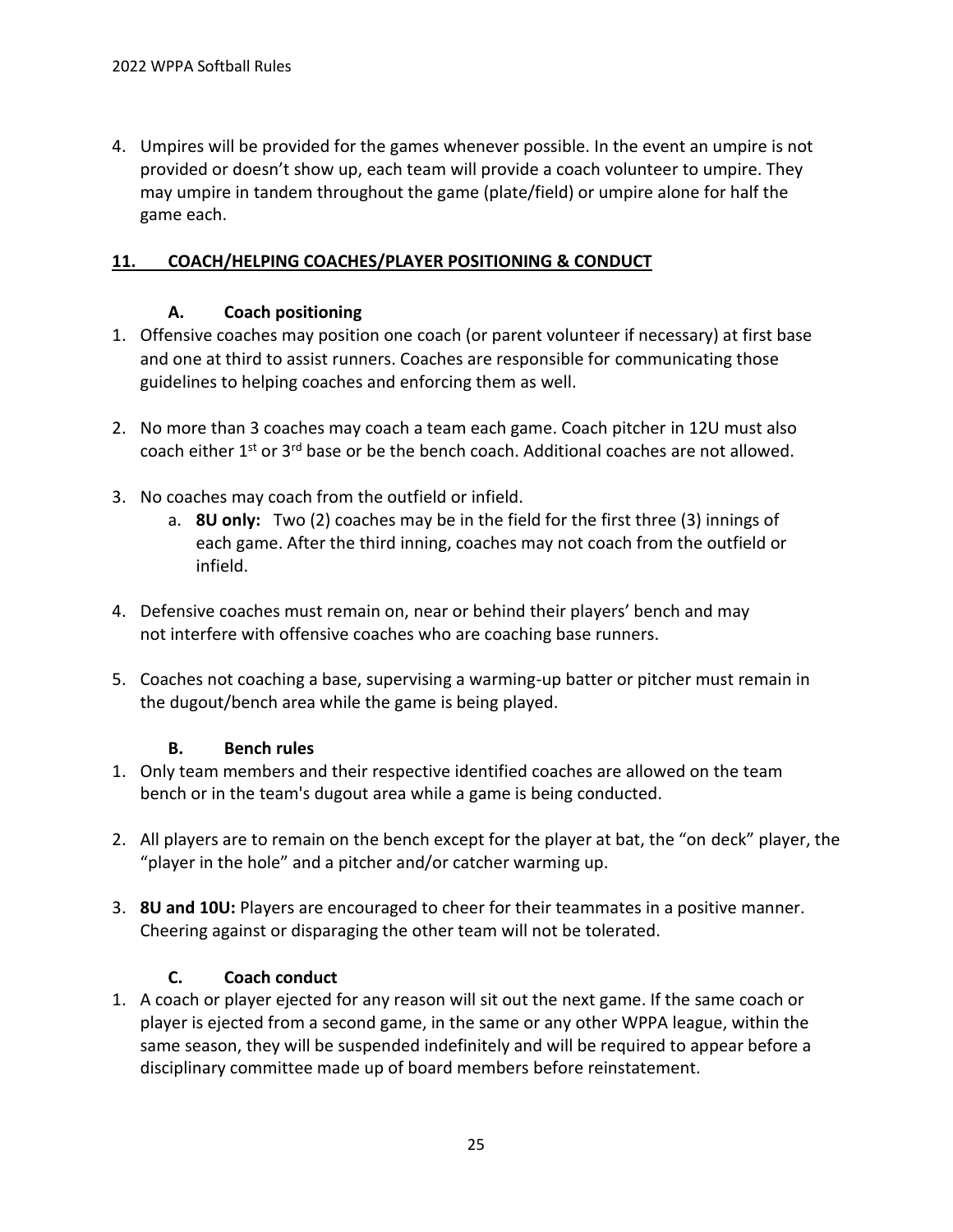4. Umpires will be provided for the games whenever possible. In the event an umpire is not provided or doesn't show up, each team will provide a coach volunteer to umpire. They may umpire in tandem throughout the game (plate/field) or umpire alone for half the game each.

## 11. COACH/HELPING COACHES/PLAYER POSITIONING & CONDUCT

### A. Coach positioning

1. Offensive coaches may position one coach (or parent volunteer if necessary) at first base and one at third to assist runners. Coaches are responsible for communicating those guidelines to helping coaches and enforcing them as well.

2. No more than 3 coaches may coach a team each game. Coach pitcher in 12U must also coach either 1st or 3rd base or be the bench coach. Additional coaches are not allowed.

3. No coaches may coach from the outfield or infield.
   a. **8U only:** Two (2) coaches may be in the field for the first three (3) innings of each game. After the third inning, coaches may not coach from the outfield or infield.

4. Defensive coaches must remain on, near or behind their players' bench and may not interfere with offensive coaches who are coaching base runners.

5. Coaches not coaching a base, supervising a warming-up batter or pitcher must remain in the dugout/bench area while the game is being played.

### B. Bench rules

1. Only team members and their respective identified coaches are allowed on the team bench or in the team's dugout area while a game is being conducted.

2. All players are to remain on the bench except for the player at bat, the "on deck" player, the "player in the hole" and a pitcher and/or catcher warming up.

3. **8U and 10U:** Players are encouraged to cheer for their teammates in a positive manner. Cheering against or disparaging the other team will not be tolerated.

### C. Coach conduct

1. A coach or player ejected for any reason will sit out the next game. If the same coach or player is ejected from a second game, in the same or any other WPPA league, within the same season, they will be suspended indefinitely and will be required to appear before a disciplinary committee made up of board members before reinstatement.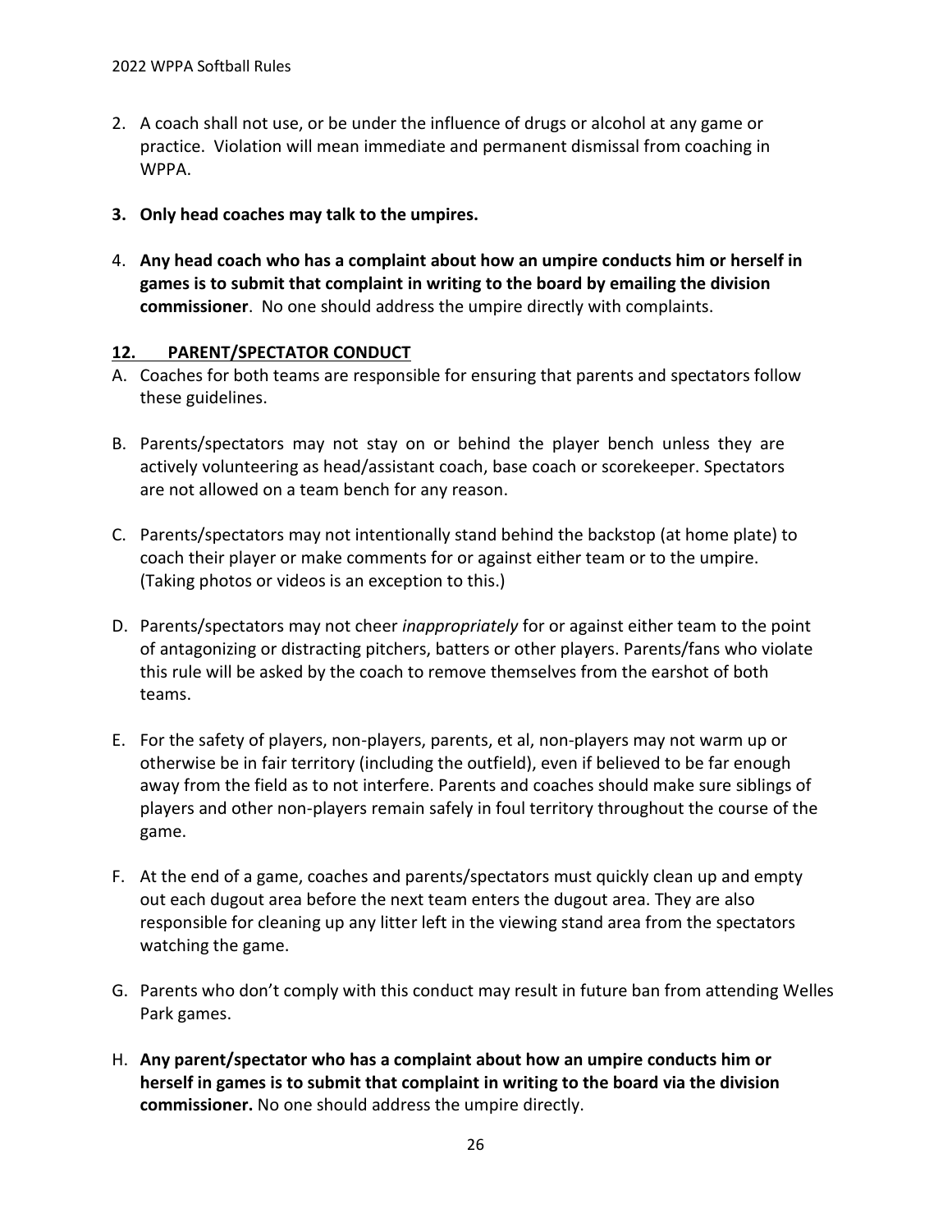2. A coach shall not use, or be under the influence of drugs or alcohol at any game or practice. Violation will mean immediate and permanent dismissal from coaching in WPPA.

3. **Only head coaches may talk to the umpires.**

4. **Any head coach who has a complaint about how an umpire conducts him or herself in games is to submit that complaint in writing to the board by emailing the division commissioner**. No one should address the umpire directly with complaints.

## 12. PARENT/SPECTATOR CONDUCT

A. Coaches for both teams are responsible for ensuring that parents and spectators follow these guidelines.

B. Parents/spectators may not stay on or behind the player bench unless they are actively volunteering as head/assistant coach, base coach or scorekeeper. Spectators are not allowed on a team bench for any reason.

C. Parents/spectators may not intentionally stand behind the backstop (at home plate) to coach their player or make comments for or against either team or to the umpire. (Taking photos or videos is an exception to this.)

D. Parents/spectators may not cheer *inappropriately* for or against either team to the point of antagonizing or distracting pitchers, batters or other players. Parents/fans who violate this rule will be asked by the coach to remove themselves from the earshot of both teams.

E. For the safety of players, non-players, parents, et al, non-players may not warm up or otherwise be in fair territory (including the outfield), even if believed to be far enough away from the field as to not interfere. Parents and coaches should make sure siblings of players and other non-players remain safely in foul territory throughout the course of the game.

F. At the end of a game, coaches and parents/spectators must quickly clean up and empty out each dugout area before the next team enters the dugout area. They are also responsible for cleaning up any litter left in the viewing stand area from the spectators watching the game.

G. Parents who don't comply with this conduct may result in future ban from attending Welles Park games.

H. **Any parent/spectator who has a complaint about how an umpire conducts him or herself in games is to submit that complaint in writing to the board via the division commissioner.** No one should address the umpire directly.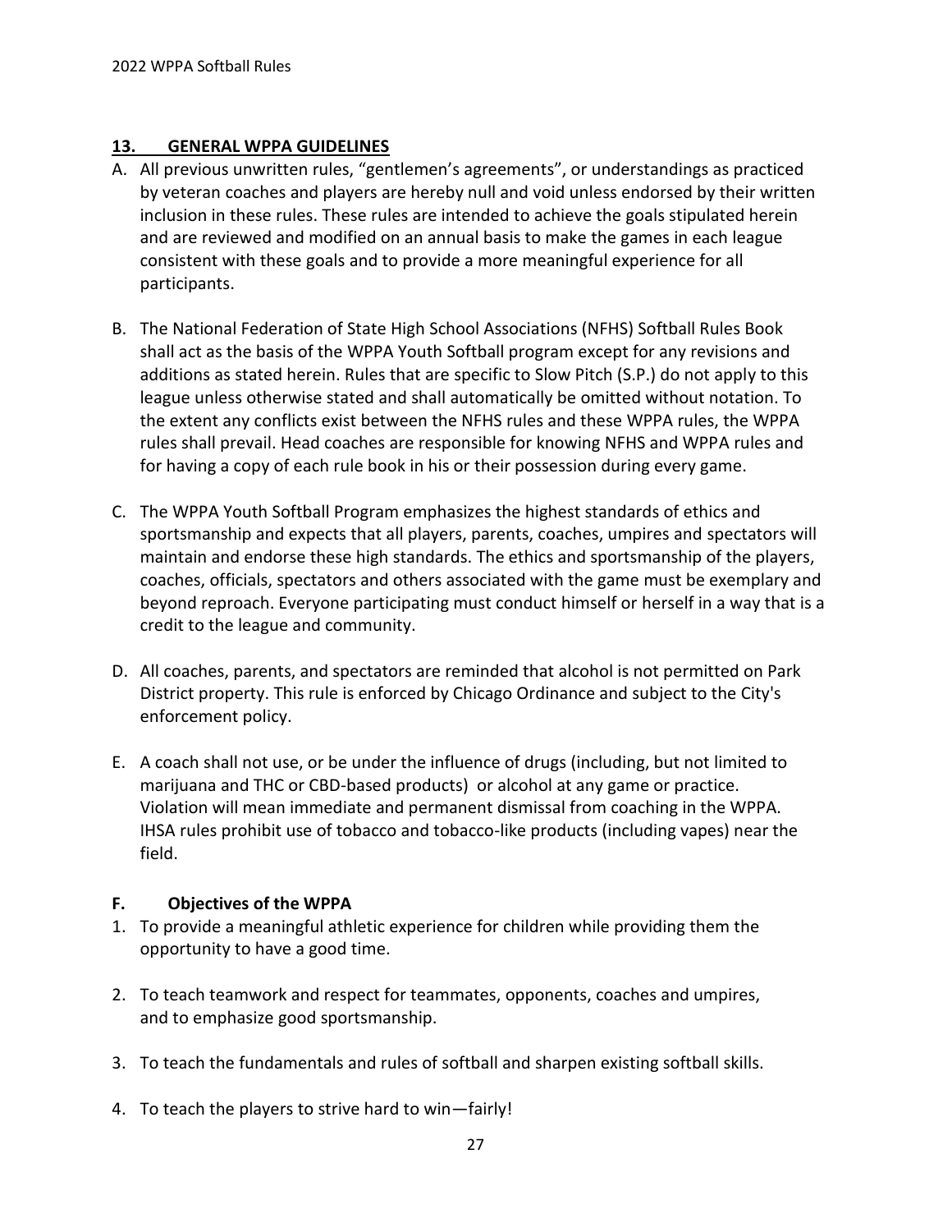## 13. GENERAL WPPA GUIDELINES

A. All previous unwritten rules, "gentlemen's agreements", or understandings as practiced by veteran coaches and players are hereby null and void unless endorsed by their written inclusion in these rules. These rules are intended to achieve the goals stipulated herein and are reviewed and modified on an annual basis to make the games in each league consistent with these goals and to provide a more meaningful experience for all participants.

B. The National Federation of State High School Associations (NFHS) Softball Rules Book shall act as the basis of the WPPA Youth Softball program except for any revisions and additions as stated herein. Rules that are specific to Slow Pitch (S.P.) do not apply to this league unless otherwise stated and shall automatically be omitted without notation. To the extent any conflicts exist between the NFHS rules and these WPPA rules, the WPPA rules shall prevail. Head coaches are responsible for knowing NFHS and WPPA rules and for having a copy of each rule book in his or their possession during every game.

C. The WPPA Youth Softball Program emphasizes the highest standards of ethics and sportsmanship and expects that all players, parents, coaches, umpires and spectators will maintain and endorse these high standards. The ethics and sportsmanship of the players, coaches, officials, spectators and others associated with the game must be exemplary and beyond reproach. Everyone participating must conduct himself or herself in a way that is a credit to the league and community.

D. All coaches, parents, and spectators are reminded that alcohol is not permitted on Park District property. This rule is enforced by Chicago Ordinance and subject to the City's enforcement policy.

E. A coach shall not use, or be under the influence of drugs (including, but not limited to marijuana and THC or CBD-based products) or alcohol at any game or practice. Violation will mean immediate and permanent dismissal from coaching in the WPPA. IHSA rules prohibit use of tobacco and tobacco-like products (including vapes) near the field.

### F. Objectives of the WPPA

1. To provide a meaningful athletic experience for children while providing them the opportunity to have a good time.

2. To teach teamwork and respect for teammates, opponents, coaches and umpires, and to emphasize good sportsmanship.

3. To teach the fundamentals and rules of softball and sharpen existing softball skills.

4. To teach the players to strive hard to win—fairly!